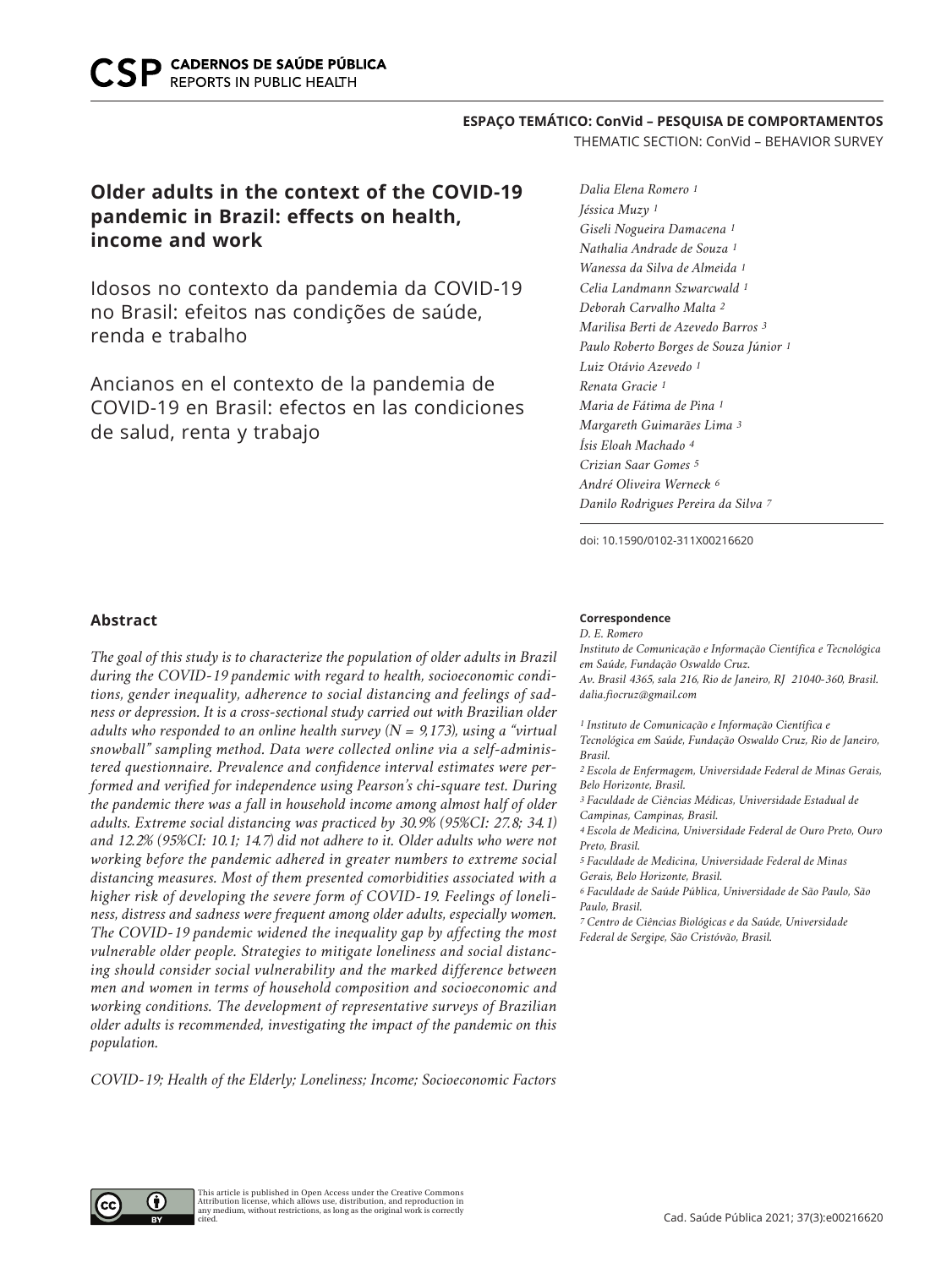ESPAÇO TEMÁTICO: ConVid – PESQUISA DE COMPORTAMENTOS
THEMATIC SECTION: ConVid – BEHAVIOR SURVEY

# Older adults in the context of the COVID-19 pandemic in Brazil: effects on health, income and work

Idosos no contexto da pandemia da COVID-19 no Brasil: efeitos nas condições de saúde, renda e trabalho

Ancianos en el contexto de la pandemia de COVID-19 en Brasil: efectos en las condiciones de salud, renta y trabajo

*Dalia Elena Romero [1]*
*Jéssica Muzy [1]*
*Giseli Nogueira Damacena [1]*
*Nathalia Andrade de Souza [1]*
*Wanessa da Silva de Almeida [1]*
*Celia Landmann Szwarcwald [1]*
*Deborah Carvalho Malta [2]*
*Marilisa Berti de Azevedo Barros [3]*
*Paulo Roberto Borges de Souza Júnior [1]*
*Luiz Otávio Azevedo [1]*
*Renata Gracie [1]*
*Maria de Fátima de Pina [1]*
*Margareth Guimarães Lima [3]*
*Ísis Eloah Machado [4]*
*Crizian Saar Gomes [5]*
*André Oliveira Werneck [6]*
*Danilo Rodrigues Pereira da Silva [7]*

doi: 10.1590/0102-311X00216620

## Abstract

*The goal of this study is to characterize the population of older adults in Brazil during the COVID-19 pandemic with regard to health, socioeconomic conditions, gender inequality, adherence to social distancing and feelings of sadness or depression. It is a cross-sectional study carried out with Brazilian older adults who responded to an online health survey (N = 9,173), using a "virtual snowball" sampling method. Data were collected online via a self-administered questionnaire. Prevalence and confidence interval estimates were performed and verified for independence using Pearson's chi-square test. During the pandemic there was a fall in household income among almost half of older adults. Extreme social distancing was practiced by 30.9% (95%CI: 27.8; 34.1) and 12.2% (95%CI: 10.1; 14.7) did not adhere to it. Older adults who were not working before the pandemic adhered in greater numbers to extreme social distancing measures. Most of them presented comorbidities associated with a higher risk of developing the severe form of COVID-19. Feelings of loneliness, distress and sadness were frequent among older adults, especially women. The COVID-19 pandemic widened the inequality gap by affecting the most vulnerable older people. Strategies to mitigate loneliness and social distancing should consider social vulnerability and the marked difference between men and women in terms of household composition and socioeconomic and working conditions. The development of representative surveys of Brazilian older adults is recommended, investigating the impact of the pandemic on this population.*

*COVID-19; Health of the Elderly; Loneliness; Income; Socioeconomic Factors*

**Correspondence**
*D. E. Romero*
*Instituto de Comunicação e Informação Científica e Tecnológica em Saúde, Fundação Oswaldo Cruz.*
*Av. Brasil 4365, sala 216, Rio de Janeiro, RJ 21040-360, Brasil.*
*dalia.fiocruz@gmail.com*

*[1] Instituto de Comunicação e Informação Científica e Tecnológica em Saúde, Fundação Oswaldo Cruz, Rio de Janeiro, Brasil.*
*[2] Escola de Enfermagem, Universidade Federal de Minas Gerais, Belo Horizonte, Brasil.*
*[3] Faculdade de Ciências Médicas, Universidade Estadual de Campinas, Campinas, Brasil.*
*[4] Escola de Medicina, Universidade Federal de Ouro Preto, Ouro Preto, Brasil.*
*[5] Faculdade de Medicina, Universidade Federal de Minas Gerais, Belo Horizonte, Brasil.*
*[6] Faculdade de Saúde Pública, Universidade de São Paulo, São Paulo, Brasil.*
*[7] Centro de Ciências Biológicas e da Saúde, Universidade Federal de Sergipe, São Cristóvão, Brasil.*

This article is published in Open Access under the Creative Commons Attribution license, which allows use, distribution, and reproduction in any medium, without restrictions, as long as the original work is correctly cited.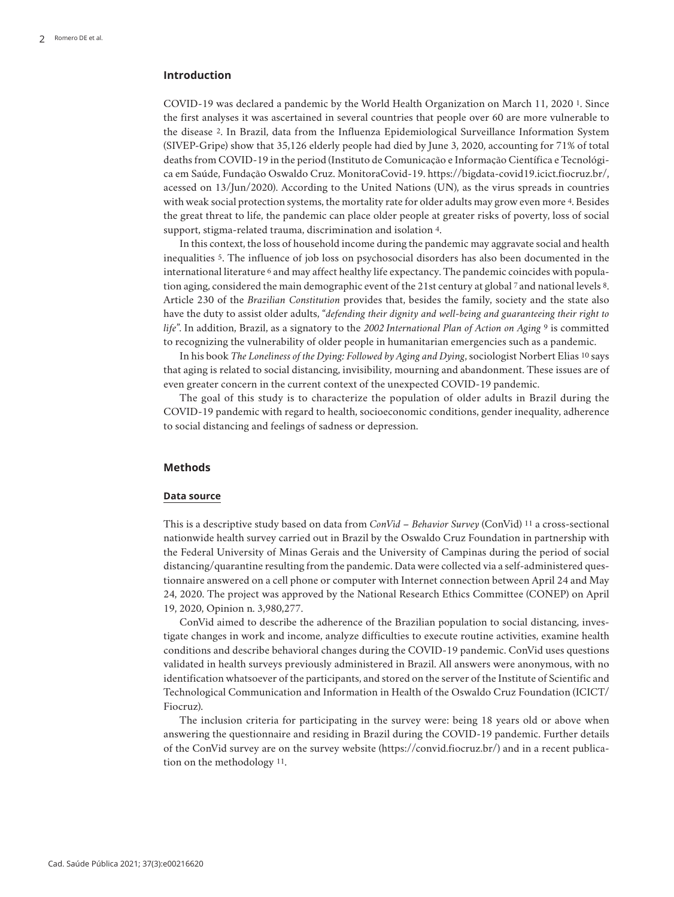## Introduction

COVID-19 was declared a pandemic by the World Health Organization on March 11, 2020 [1]. Since the first analyses it was ascertained in several countries that people over 60 are more vulnerable to the disease [2]. In Brazil, data from the Influenza Epidemiological Surveillance Information System (SIVEP-Gripe) show that 35,126 elderly people had died by June 3, 2020, accounting for 71% of total deaths from COVID-19 in the period (Instituto de Comunicação e Informação Científica e Tecnológica em Saúde, Fundação Oswaldo Cruz. MonitoraCovid-19. https://bigdata-covid19.icict.fiocruz.br/, acessed on 13/Jun/2020). According to the United Nations (UN), as the virus spreads in countries with weak social protection systems, the mortality rate for older adults may grow even more [4]. Besides the great threat to life, the pandemic can place older people at greater risks of poverty, loss of social support, stigma-related trauma, discrimination and isolation [4].

In this context, the loss of household income during the pandemic may aggravate social and health inequalities [5]. The influence of job loss on psychosocial disorders has also been documented in the international literature [6] and may affect healthy life expectancy. The pandemic coincides with population aging, considered the main demographic event of the 21st century at global [7] and national levels [8]. Article 230 of the *Brazilian Constitution* provides that, besides the family, society and the state also have the duty to assist older adults, "*defending their dignity and well-being and guaranteeing their right to life*". In addition, Brazil, as a signatory to the *2002 International Plan of Action on Aging* [9] is committed to recognizing the vulnerability of older people in humanitarian emergencies such as a pandemic.

In his book *The Loneliness of the Dying: Followed by Aging and Dying*, sociologist Norbert Elias [10] says that aging is related to social distancing, invisibility, mourning and abandonment. These issues are of even greater concern in the current context of the unexpected COVID-19 pandemic.

The goal of this study is to characterize the population of older adults in Brazil during the COVID-19 pandemic with regard to health, socioeconomic conditions, gender inequality, adherence to social distancing and feelings of sadness or depression.

## Methods

### Data source

This is a descriptive study based on data from *ConVid – Behavior Survey* (ConVid) [11] a cross-sectional nationwide health survey carried out in Brazil by the Oswaldo Cruz Foundation in partnership with the Federal University of Minas Gerais and the University of Campinas during the period of social distancing/quarantine resulting from the pandemic. Data were collected via a self-administered questionnaire answered on a cell phone or computer with Internet connection between April 24 and May 24, 2020. The project was approved by the National Research Ethics Committee (CONEP) on April 19, 2020, Opinion n. 3,980,277.

ConVid aimed to describe the adherence of the Brazilian population to social distancing, investigate changes in work and income, analyze difficulties to execute routine activities, examine health conditions and describe behavioral changes during the COVID-19 pandemic. ConVid uses questions validated in health surveys previously administered in Brazil. All answers were anonymous, with no identification whatsoever of the participants, and stored on the server of the Institute of Scientific and Technological Communication and Information in Health of the Oswaldo Cruz Foundation (ICICT/Fiocruz).

The inclusion criteria for participating in the survey were: being 18 years old or above when answering the questionnaire and residing in Brazil during the COVID-19 pandemic. Further details of the ConVid survey are on the survey website (https://convid.fiocruz.br/) and in a recent publication on the methodology [11].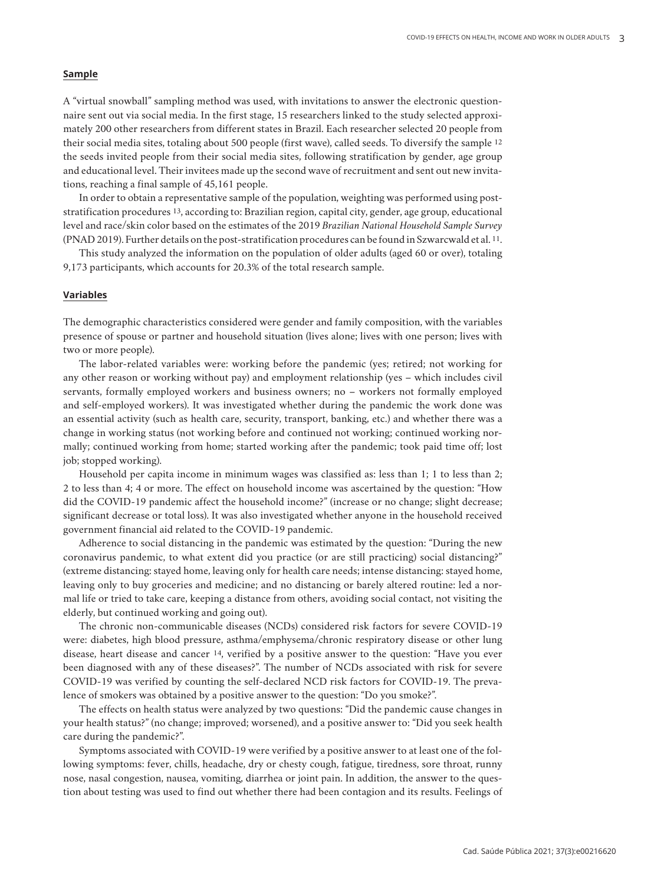## Sample

A "virtual snowball" sampling method was used, with invitations to answer the electronic questionnaire sent out via social media. In the first stage, 15 researchers linked to the study selected approximately 200 other researchers from different states in Brazil. Each researcher selected 20 people from their social media sites, totaling about 500 people (first wave), called seeds. To diversify the sample [12] the seeds invited people from their social media sites, following stratification by gender, age group and educational level. Their invitees made up the second wave of recruitment and sent out new invitations, reaching a final sample of 45,161 people.

In order to obtain a representative sample of the population, weighting was performed using post-stratification procedures [13], according to: Brazilian region, capital city, gender, age group, educational level and race/skin color based on the estimates of the 2019 *Brazilian National Household Sample Survey* (PNAD 2019). Further details on the post-stratification procedures can be found in Szwarcwald et al. [11].

This study analyzed the information on the population of older adults (aged 60 or over), totaling 9,173 participants, which accounts for 20.3% of the total research sample.

## Variables

The demographic characteristics considered were gender and family composition, with the variables presence of spouse or partner and household situation (lives alone; lives with one person; lives with two or more people).

The labor-related variables were: working before the pandemic (yes; retired; not working for any other reason or working without pay) and employment relationship (yes – which includes civil servants, formally employed workers and business owners; no – workers not formally employed and self-employed workers). It was investigated whether during the pandemic the work done was an essential activity (such as health care, security, transport, banking, etc.) and whether there was a change in working status (not working before and continued not working; continued working normally; continued working from home; started working after the pandemic; took paid time off; lost job; stopped working).

Household per capita income in minimum wages was classified as: less than 1; 1 to less than 2; 2 to less than 4; 4 or more. The effect on household income was ascertained by the question: "How did the COVID-19 pandemic affect the household income?" (increase or no change; slight decrease; significant decrease or total loss). It was also investigated whether anyone in the household received government financial aid related to the COVID-19 pandemic.

Adherence to social distancing in the pandemic was estimated by the question: "During the new coronavirus pandemic, to what extent did you practice (or are still practicing) social distancing?" (extreme distancing: stayed home, leaving only for health care needs; intense distancing: stayed home, leaving only to buy groceries and medicine; and no distancing or barely altered routine: led a normal life or tried to take care, keeping a distance from others, avoiding social contact, not visiting the elderly, but continued working and going out).

The chronic non-communicable diseases (NCDs) considered risk factors for severe COVID-19 were: diabetes, high blood pressure, asthma/emphysema/chronic respiratory disease or other lung disease, heart disease and cancer [14], verified by a positive answer to the question: "Have you ever been diagnosed with any of these diseases?". The number of NCDs associated with risk for severe COVID-19 was verified by counting the self-declared NCD risk factors for COVID-19. The prevalence of smokers was obtained by a positive answer to the question: "Do you smoke?".

The effects on health status were analyzed by two questions: "Did the pandemic cause changes in your health status?" (no change; improved; worsened), and a positive answer to: "Did you seek health care during the pandemic?".

Symptoms associated with COVID-19 were verified by a positive answer to at least one of the following symptoms: fever, chills, headache, dry or chesty cough, fatigue, tiredness, sore throat, runny nose, nasal congestion, nausea, vomiting, diarrhea or joint pain. In addition, the answer to the question about testing was used to find out whether there had been contagion and its results. Feelings of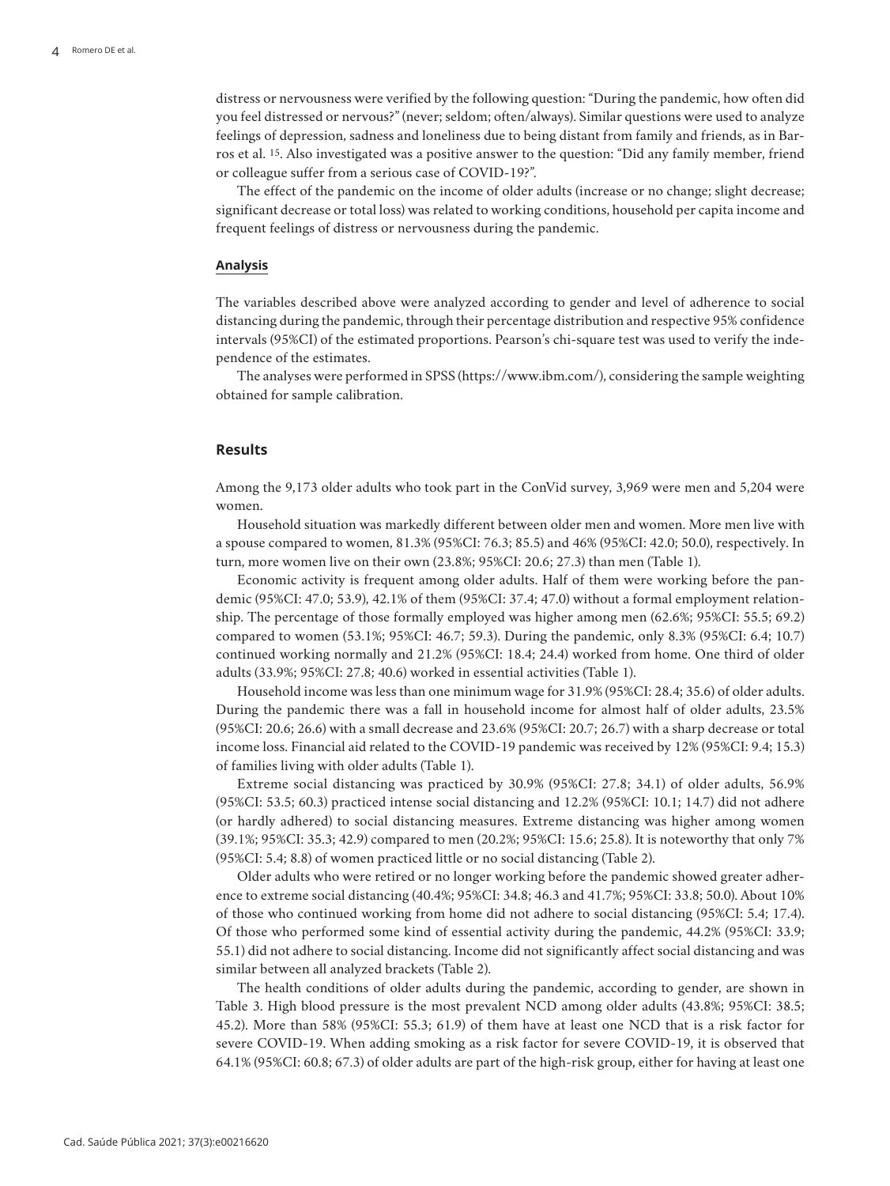distress or nervousness were verified by the following question: "During the pandemic, how often did you feel distressed or nervous?" (never; seldom; often/always). Similar questions were used to analyze feelings of depression, sadness and loneliness due to being distant from family and friends, as in Barros et al. [15]. Also investigated was a positive answer to the question: "Did any family member, friend or colleague suffer from a serious case of COVID-19?".

The effect of the pandemic on the income of older adults (increase or no change; slight decrease; significant decrease or total loss) was related to working conditions, household per capita income and frequent feelings of distress or nervousness during the pandemic.

### Analysis

The variables described above were analyzed according to gender and level of adherence to social distancing during the pandemic, through their percentage distribution and respective 95% confidence intervals (95%CI) of the estimated proportions. Pearson's chi-square test was used to verify the independence of the estimates.

The analyses were performed in SPSS (https://www.ibm.com/), considering the sample weighting obtained for sample calibration.

## Results

Among the 9,173 older adults who took part in the ConVid survey, 3,969 were men and 5,204 were women.

Household situation was markedly different between older men and women. More men live with a spouse compared to women, 81.3% (95%CI: 76.3; 85.5) and 46% (95%CI: 42.0; 50.0), respectively. In turn, more women live on their own (23.8%; 95%CI: 20.6; 27.3) than men (Table 1).

Economic activity is frequent among older adults. Half of them were working before the pandemic (95%CI: 47.0; 53.9), 42.1% of them (95%CI: 37.4; 47.0) without a formal employment relationship. The percentage of those formally employed was higher among men (62.6%; 95%CI: 55.5; 69.2) compared to women (53.1%; 95%CI: 46.7; 59.3). During the pandemic, only 8.3% (95%CI: 6.4; 10.7) continued working normally and 21.2% (95%CI: 18.4; 24.4) worked from home. One third of older adults (33.9%; 95%CI: 27.8; 40.6) worked in essential activities (Table 1).

Household income was less than one minimum wage for 31.9% (95%CI: 28.4; 35.6) of older adults. During the pandemic there was a fall in household income for almost half of older adults, 23.5% (95%CI: 20.6; 26.6) with a small decrease and 23.6% (95%CI: 20.7; 26.7) with a sharp decrease or total income loss. Financial aid related to the COVID-19 pandemic was received by 12% (95%CI: 9.4; 15.3) of families living with older adults (Table 1).

Extreme social distancing was practiced by 30.9% (95%CI: 27.8; 34.1) of older adults, 56.9% (95%CI: 53.5; 60.3) practiced intense social distancing and 12.2% (95%CI: 10.1; 14.7) did not adhere (or hardly adhered) to social distancing measures. Extreme distancing was higher among women (39.1%; 95%CI: 35.3; 42.9) compared to men (20.2%; 95%CI: 15.6; 25.8). It is noteworthy that only 7% (95%CI: 5.4; 8.8) of women practiced little or no social distancing (Table 2).

Older adults who were retired or no longer working before the pandemic showed greater adherence to extreme social distancing (40.4%; 95%CI: 34.8; 46.3 and 41.7%; 95%CI: 33.8; 50.0). About 10% of those who continued working from home did not adhere to social distancing (95%CI: 5.4; 17.4). Of those who performed some kind of essential activity during the pandemic, 44.2% (95%CI: 33.9; 55.1) did not adhere to social distancing. Income did not significantly affect social distancing and was similar between all analyzed brackets (Table 2).

The health conditions of older adults during the pandemic, according to gender, are shown in Table 3. High blood pressure is the most prevalent NCD among older adults (43.8%; 95%CI: 38.5; 45.2). More than 58% (95%CI: 55.3; 61.9) of them have at least one NCD that is a risk factor for severe COVID-19. When adding smoking as a risk factor for severe COVID-19, it is observed that 64.1% (95%CI: 60.8; 67.3) of older adults are part of the high-risk group, either for having at least one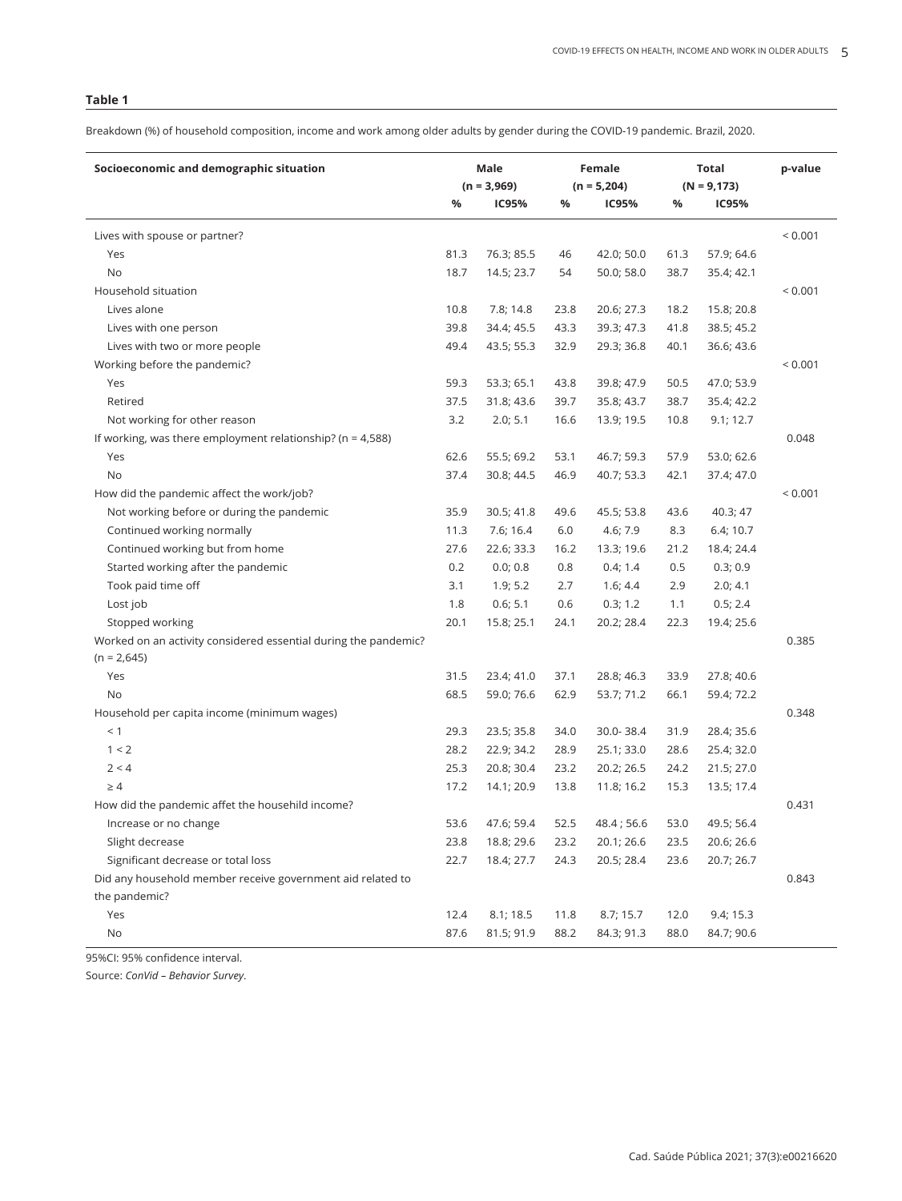**Table 1**

Breakdown (%) of household composition, income and work among older adults by gender during the COVID-19 pandemic. Brazil, 2020.

| Socioeconomic and demographic situation | Male (n = 3,969) | | Female (n = 5,204) | | Total (N = 9,173) | | p-value |
|---|---|---|---|---|---|---|---|
| | % | IC95% | % | IC95% | % | IC95% | |
| Lives with spouse or partner? | | | | | | | < 0.001 |
| Yes | 81.3 | 76.3; 85.5 | 46 | 42.0; 50.0 | 61.3 | 57.9; 64.6 | |
| No | 18.7 | 14.5; 23.7 | 54 | 50.0; 58.0 | 38.7 | 35.4; 42.1 | |
| Household situation | | | | | | | < 0.001 |
| Lives alone | 10.8 | 7.8; 14.8 | 23.8 | 20.6; 27.3 | 18.2 | 15.8; 20.8 | |
| Lives with one person | 39.8 | 34.4; 45.5 | 43.3 | 39.3; 47.3 | 41.8 | 38.5; 45.2 | |
| Lives with two or more people | 49.4 | 43.5; 55.3 | 32.9 | 29.3; 36.8 | 40.1 | 36.6; 43.6 | |
| Working before the pandemic? | | | | | | | < 0.001 |
| Yes | 59.3 | 53.3; 65.1 | 43.8 | 39.8; 47.9 | 50.5 | 47.0; 53.9 | |
| Retired | 37.5 | 31.8; 43.6 | 39.7 | 35.8; 43.7 | 38.7 | 35.4; 42.2 | |
| Not working for other reason | 3.2 | 2.0; 5.1 | 16.6 | 13.9; 19.5 | 10.8 | 9.1; 12.7 | |
| If working, was there employment relationship? (n = 4,588) | | | | | | | 0.048 |
| Yes | 62.6 | 55.5; 69.2 | 53.1 | 46.7; 59.3 | 57.9 | 53.0; 62.6 | |
| No | 37.4 | 30.8; 44.5 | 46.9 | 40.7; 53.3 | 42.1 | 37.4; 47.0 | |
| How did the pandemic affect the work/job? | | | | | | | < 0.001 |
| Not working before or during the pandemic | 35.9 | 30.5; 41.8 | 49.6 | 45.5; 53.8 | 43.6 | 40.3; 47 | |
| Continued working normally | 11.3 | 7.6; 16.4 | 6.0 | 4.6; 7.9 | 8.3 | 6.4; 10.7 | |
| Continued working but from home | 27.6 | 22.6; 33.3 | 16.2 | 13.3; 19.6 | 21.2 | 18.4; 24.4 | |
| Started working after the pandemic | 0.2 | 0.0; 0.8 | 0.8 | 0.4; 1.4 | 0.5 | 0.3; 0.9 | |
| Took paid time off | 3.1 | 1.9; 5.2 | 2.7 | 1.6; 4.4 | 2.9 | 2.0; 4.1 | |
| Lost job | 1.8 | 0.6; 5.1 | 0.6 | 0.3; 1.2 | 1.1 | 0.5; 2.4 | |
| Stopped working | 20.1 | 15.8; 25.1 | 24.1 | 20.2; 28.4 | 22.3 | 19.4; 25.6 | |
| Worked on an activity considered essential during the pandemic? (n = 2,645) | | | | | | | 0.385 |
| Yes | 31.5 | 23.4; 41.0 | 37.1 | 28.8; 46.3 | 33.9 | 27.8; 40.6 | |
| No | 68.5 | 59.0; 76.6 | 62.9 | 53.7; 71.2 | 66.1 | 59.4; 72.2 | |
| Household per capita income (minimum wages) | | | | | | | 0.348 |
| < 1 | 29.3 | 23.5; 35.8 | 34.0 | 30.0- 38.4 | 31.9 | 28.4; 35.6 | |
| 1 < 2 | 28.2 | 22.9; 34.2 | 28.9 | 25.1; 33.0 | 28.6 | 25.4; 32.0 | |
| 2 < 4 | 25.3 | 20.8; 30.4 | 23.2 | 20.2; 26.5 | 24.2 | 21.5; 27.0 | |
| ≥ 4 | 17.2 | 14.1; 20.9 | 13.8 | 11.8; 16.2 | 15.3 | 13.5; 17.4 | |
| How did the pandemic affet the househild income? | | | | | | | 0.431 |
| Increase or no change | 53.6 | 47.6; 59.4 | 52.5 | 48.4 ; 56.6 | 53.0 | 49.5; 56.4 | |
| Slight decrease | 23.8 | 18.8; 29.6 | 23.2 | 20.1; 26.6 | 23.5 | 20.6; 26.6 | |
| Significant decrease or total loss | 22.7 | 18.4; 27.7 | 24.3 | 20.5; 28.4 | 23.6 | 20.7; 26.7 | |
| Did any household member receive government aid related to the pandemic? | | | | | | | 0.843 |
| Yes | 12.4 | 8.1; 18.5 | 11.8 | 8.7; 15.7 | 12.0 | 9.4; 15.3 | |
| No | 87.6 | 81.5; 91.9 | 88.2 | 84.3; 91.3 | 88.0 | 84.7; 90.6 | |

95%CI: 95% confidence interval.

Source: *ConVid – Behavior Survey*.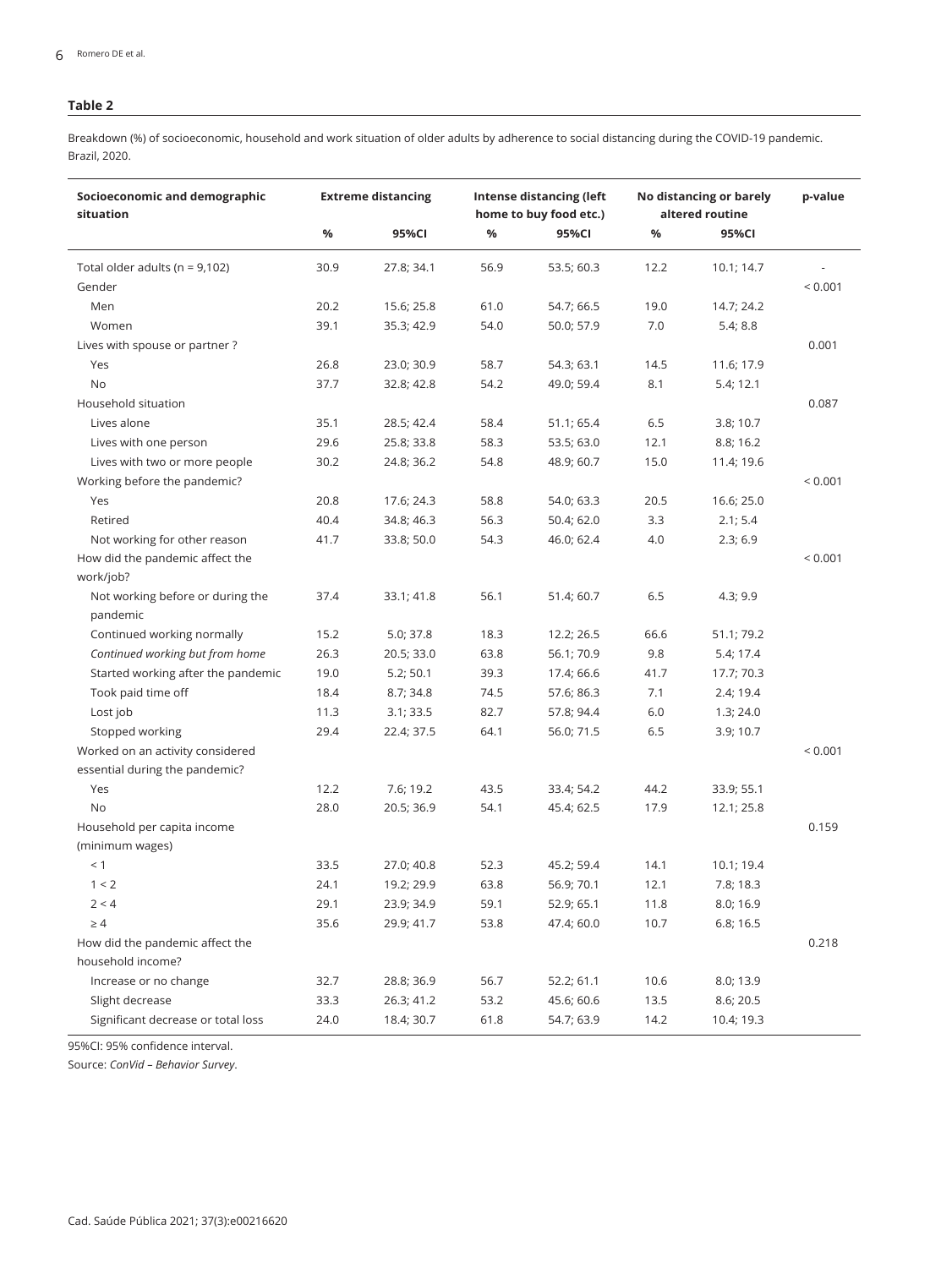**Table 2**

Breakdown (%) of socioeconomic, household and work situation of older adults by adherence to social distancing during the COVID-19 pandemic. Brazil, 2020.

| Socioeconomic and demographic situation | Extreme distancing | | Intense distancing (left home to buy food etc.) | | No distancing or barely altered routine | | p-value |
|---|---|---|---|---|---|---|---|
| | % | 95%CI | % | 95%CI | % | 95%CI | |
| Total older adults (n = 9,102) | 30.9 | 27.8; 34.1 | 56.9 | 53.5; 60.3 | 12.2 | 10.1; 14.7 | - |
| Gender | | | | | | | < 0.001 |
| Men | 20.2 | 15.6; 25.8 | 61.0 | 54.7; 66.5 | 19.0 | 14.7; 24.2 | |
| Women | 39.1 | 35.3; 42.9 | 54.0 | 50.0; 57.9 | 7.0 | 5.4; 8.8 | |
| Lives with spouse or partner ? | | | | | | | 0.001 |
| Yes | 26.8 | 23.0; 30.9 | 58.7 | 54.3; 63.1 | 14.5 | 11.6; 17.9 | |
| No | 37.7 | 32.8; 42.8 | 54.2 | 49.0; 59.4 | 8.1 | 5.4; 12.1 | |
| Household situation | | | | | | | 0.087 |
| Lives alone | 35.1 | 28.5; 42.4 | 58.4 | 51.1; 65.4 | 6.5 | 3.8; 10.7 | |
| Lives with one person | 29.6 | 25.8; 33.8 | 58.3 | 53.5; 63.0 | 12.1 | 8.8; 16.2 | |
| Lives with two or more people | 30.2 | 24.8; 36.2 | 54.8 | 48.9; 60.7 | 15.0 | 11.4; 19.6 | |
| Working before the pandemic? | | | | | | | < 0.001 |
| Yes | 20.8 | 17.6; 24.3 | 58.8 | 54.0; 63.3 | 20.5 | 16.6; 25.0 | |
| Retired | 40.4 | 34.8; 46.3 | 56.3 | 50.4; 62.0 | 3.3 | 2.1; 5.4 | |
| Not working for other reason | 41.7 | 33.8; 50.0 | 54.3 | 46.0; 62.4 | 4.0 | 2.3; 6.9 | |
| How did the pandemic affect the work/job? | | | | | | | < 0.001 |
| Not working before or during the pandemic | 37.4 | 33.1; 41.8 | 56.1 | 51.4; 60.7 | 6.5 | 4.3; 9.9 | |
| Continued working normally | 15.2 | 5.0; 37.8 | 18.3 | 12.2; 26.5 | 66.6 | 51.1; 79.2 | |
| *Continued working but from home* | 26.3 | 20.5; 33.0 | 63.8 | 56.1; 70.9 | 9.8 | 5.4; 17.4 | |
| Started working after the pandemic | 19.0 | 5.2; 50.1 | 39.3 | 17.4; 66.6 | 41.7 | 17.7; 70.3 | |
| Took paid time off | 18.4 | 8.7; 34.8 | 74.5 | 57.6; 86.3 | 7.1 | 2.4; 19.4 | |
| Lost job | 11.3 | 3.1; 33.5 | 82.7 | 57.8; 94.4 | 6.0 | 1.3; 24.0 | |
| Stopped working | 29.4 | 22.4; 37.5 | 64.1 | 56.0; 71.5 | 6.5 | 3.9; 10.7 | |
| Worked on an activity considered essential during the pandemic? | | | | | | | < 0.001 |
| Yes | 12.2 | 7.6; 19.2 | 43.5 | 33.4; 54.2 | 44.2 | 33.9; 55.1 | |
| No | 28.0 | 20.5; 36.9 | 54.1 | 45.4; 62.5 | 17.9 | 12.1; 25.8 | |
| Household per capita income (minimum wages) | | | | | | | 0.159 |
| < 1 | 33.5 | 27.0; 40.8 | 52.3 | 45.2; 59.4 | 14.1 | 10.1; 19.4 | |
| 1 < 2 | 24.1 | 19.2; 29.9 | 63.8 | 56.9; 70.1 | 12.1 | 7.8; 18.3 | |
| 2 < 4 | 29.1 | 23.9; 34.9 | 59.1 | 52.9; 65.1 | 11.8 | 8.0; 16.9 | |
| ≥ 4 | 35.6 | 29.9; 41.7 | 53.8 | 47.4; 60.0 | 10.7 | 6.8; 16.5 | |
| How did the pandemic affect the household income? | | | | | | | 0.218 |
| Increase or no change | 32.7 | 28.8; 36.9 | 56.7 | 52.2; 61.1 | 10.6 | 8.0; 13.9 | |
| Slight decrease | 33.3 | 26.3; 41.2 | 53.2 | 45.6; 60.6 | 13.5 | 8.6; 20.5 | |
| Significant decrease or total loss | 24.0 | 18.4; 30.7 | 61.8 | 54.7; 63.9 | 14.2 | 10.4; 19.3 | |

95%CI: 95% confidence interval.

Source: *ConVid – Behavior Survey*.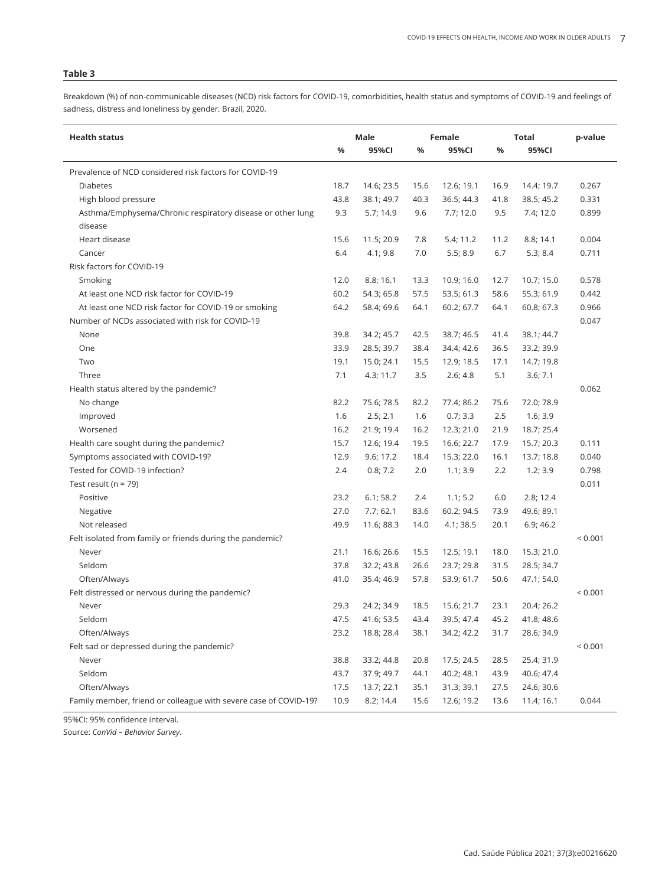**Table 3**

Breakdown (%) of non-communicable diseases (NCD) risk factors for COVID-19, comorbidities, health status and symptoms of COVID-19 and feelings of sadness, distress and loneliness by gender. Brazil, 2020.

| Health status | Male | | Female | | Total | | p-value |
|---|---|---|---|---|---|---|---|
| | % | 95%CI | % | 95%CI | % | 95%CI | |
| Prevalence of NCD considered risk factors for COVID-19 | | | | | | | |
| Diabetes | 18.7 | 14.6; 23.5 | 15.6 | 12.6; 19.1 | 16.9 | 14.4; 19.7 | 0.267 |
| High blood pressure | 43.8 | 38.1; 49.7 | 40.3 | 36.5; 44.3 | 41.8 | 38.5; 45.2 | 0.331 |
| Asthma/Emphysema/Chronic respiratory disease or other lung disease | 9.3 | 5.7; 14.9 | 9.6 | 7.7; 12.0 | 9.5 | 7.4; 12.0 | 0.899 |
| Heart disease | 15.6 | 11.5; 20.9 | 7.8 | 5.4; 11.2 | 11.2 | 8.8; 14.1 | 0.004 |
| Cancer | 6.4 | 4.1; 9.8 | 7.0 | 5.5; 8.9 | 6.7 | 5.3; 8.4 | 0.711 |
| Risk factors for COVID-19 | | | | | | | |
| Smoking | 12.0 | 8.8; 16.1 | 13.3 | 10.9; 16.0 | 12.7 | 10.7; 15.0 | 0.578 |
| At least one NCD risk factor for COVID-19 | 60.2 | 54.3; 65.8 | 57.5 | 53.5; 61.3 | 58.6 | 55.3; 61.9 | 0.442 |
| At least one NCD risk factor for COVID-19 or smoking | 64.2 | 58.4; 69.6 | 64.1 | 60.2; 67.7 | 64.1 | 60.8; 67.3 | 0.966 |
| Number of NCDs associated with risk for COVID-19 | | | | | | | 0.047 |
| None | 39.8 | 34.2; 45.7 | 42.5 | 38.7; 46.5 | 41.4 | 38.1; 44.7 | |
| One | 33.9 | 28.5; 39.7 | 38.4 | 34.4; 42.6 | 36.5 | 33.2; 39.9 | |
| Two | 19.1 | 15.0; 24.1 | 15.5 | 12.9; 18.5 | 17.1 | 14.7; 19.8 | |
| Three | 7.1 | 4.3; 11.7 | 3.5 | 2.6; 4.8 | 5.1 | 3.6; 7.1 | |
| Health status altered by the pandemic? | | | | | | | 0.062 |
| No change | 82.2 | 75.6; 78.5 | 82.2 | 77.4; 86.2 | 75.6 | 72.0; 78.9 | |
| Improved | 1.6 | 2.5; 2.1 | 1.6 | 0.7; 3.3 | 2.5 | 1.6; 3.9 | |
| Worsened | 16.2 | 21.9; 19.4 | 16.2 | 12.3; 21.0 | 21.9 | 18.7; 25.4 | |
| Health care sought during the pandemic? | 15.7 | 12.6; 19.4 | 19.5 | 16.6; 22.7 | 17.9 | 15.7; 20.3 | 0.111 |
| Symptoms associated with COVID-19? | 12.9 | 9.6; 17.2 | 18.4 | 15.3; 22.0 | 16.1 | 13.7; 18.8 | 0.040 |
| Tested for COVID-19 infection? | 2.4 | 0.8; 7.2 | 2.0 | 1.1; 3.9 | 2.2 | 1.2; 3.9 | 0.798 |
| Test result (n = 79) | | | | | | | 0.011 |
| Positive | 23.2 | 6.1; 58.2 | 2.4 | 1.1; 5.2 | 6.0 | 2.8; 12.4 | |
| Negative | 27.0 | 7.7; 62.1 | 83.6 | 60.2; 94.5 | 73.9 | 49.6; 89.1 | |
| Not released | 49.9 | 11.6; 88.3 | 14.0 | 4.1; 38.5 | 20.1 | 6.9; 46.2 | |
| Felt isolated from family or friends during the pandemic? | | | | | | | < 0.001 |
| Never | 21.1 | 16.6; 26.6 | 15.5 | 12.5; 19.1 | 18.0 | 15.3; 21.0 | |
| Seldom | 37.8 | 32.2; 43.8 | 26.6 | 23.7; 29.8 | 31.5 | 28.5; 34.7 | |
| Often/Always | 41.0 | 35.4; 46.9 | 57.8 | 53.9; 61.7 | 50.6 | 47.1; 54.0 | |
| Felt distressed or nervous during the pandemic? | | | | | | | < 0.001 |
| Never | 29.3 | 24.2; 34.9 | 18.5 | 15.6; 21.7 | 23.1 | 20.4; 26.2 | |
| Seldom | 47.5 | 41.6; 53.5 | 43.4 | 39.5; 47.4 | 45.2 | 41.8; 48.6 | |
| Often/Always | 23.2 | 18.8; 28.4 | 38.1 | 34.2; 42.2 | 31.7 | 28.6; 34.9 | |
| Felt sad or depressed during the pandemic? | | | | | | | < 0.001 |
| Never | 38.8 | 33.2; 44.8 | 20.8 | 17.5; 24.5 | 28.5 | 25.4; 31.9 | |
| Seldom | 43.7 | 37.9; 49.7 | 44.1 | 40.2; 48.1 | 43.9 | 40.6; 47.4 | |
| Often/Always | 17.5 | 13.7; 22.1 | 35.1 | 31.3; 39.1 | 27.5 | 24.6; 30.6 | |
| Family member, friend or colleague with severe case of COVID-19? | 10.9 | 8.2; 14.4 | 15.6 | 12.6; 19.2 | 13.6 | 11.4; 16.1 | 0.044 |

95%CI: 95% confidence interval.

Source: *ConVid – Behavior Survey*.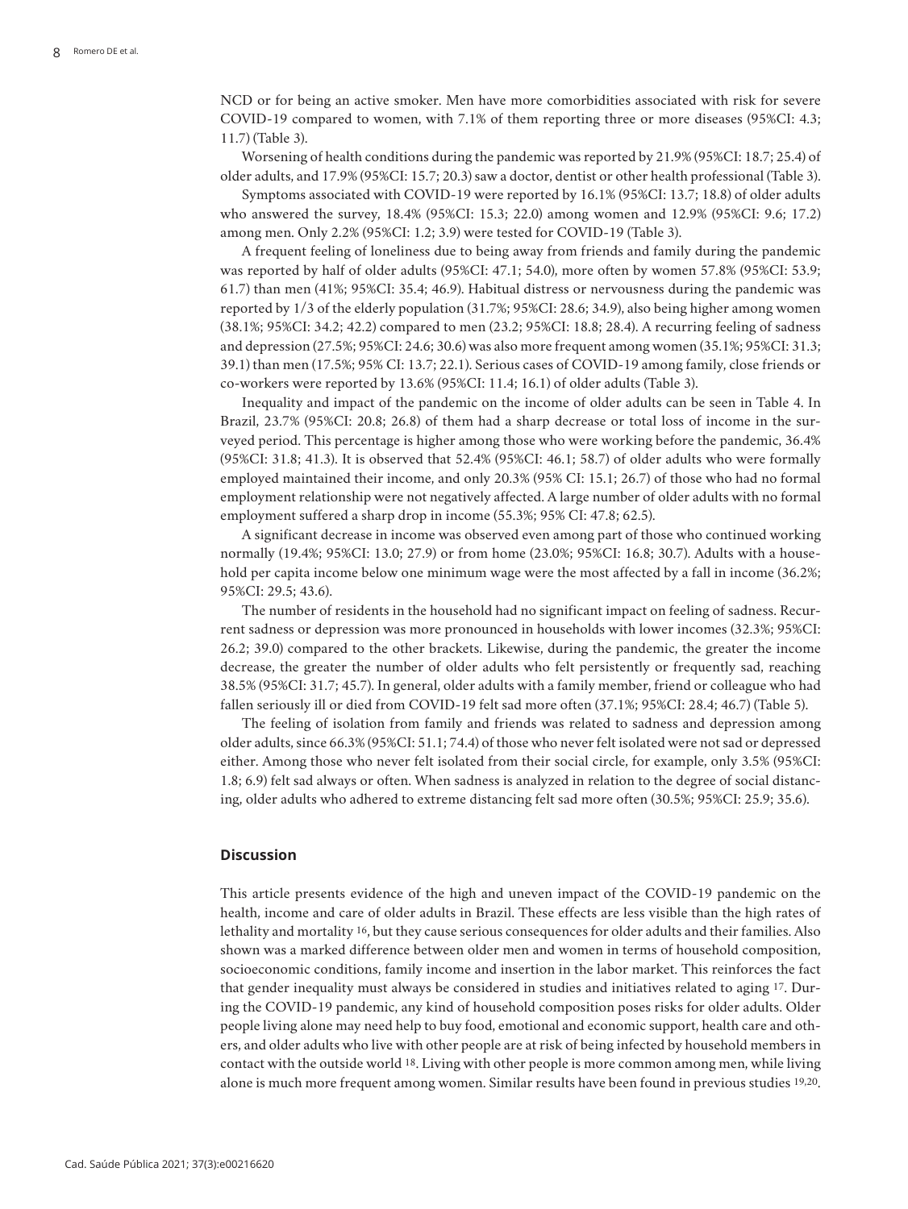NCD or for being an active smoker. Men have more comorbidities associated with risk for severe COVID-19 compared to women, with 7.1% of them reporting three or more diseases (95%CI: 4.3; 11.7) (Table 3).

Worsening of health conditions during the pandemic was reported by 21.9% (95%CI: 18.7; 25.4) of older adults, and 17.9% (95%CI: 15.7; 20.3) saw a doctor, dentist or other health professional (Table 3).

Symptoms associated with COVID-19 were reported by 16.1% (95%CI: 13.7; 18.8) of older adults who answered the survey, 18.4% (95%CI: 15.3; 22.0) among women and 12.9% (95%CI: 9.6; 17.2) among men. Only 2.2% (95%CI: 1.2; 3.9) were tested for COVID-19 (Table 3).

A frequent feeling of loneliness due to being away from friends and family during the pandemic was reported by half of older adults (95%CI: 47.1; 54.0), more often by women 57.8% (95%CI: 53.9; 61.7) than men (41%; 95%CI: 35.4; 46.9). Habitual distress or nervousness during the pandemic was reported by 1/3 of the elderly population (31.7%; 95%CI: 28.6; 34.9), also being higher among women (38.1%; 95%CI: 34.2; 42.2) compared to men (23.2; 95%CI: 18.8; 28.4). A recurring feeling of sadness and depression (27.5%; 95%CI: 24.6; 30.6) was also more frequent among women (35.1%; 95%CI: 31.3; 39.1) than men (17.5%; 95% CI: 13.7; 22.1). Serious cases of COVID-19 among family, close friends or co-workers were reported by 13.6% (95%CI: 11.4; 16.1) of older adults (Table 3).

Inequality and impact of the pandemic on the income of older adults can be seen in Table 4. In Brazil, 23.7% (95%CI: 20.8; 26.8) of them had a sharp decrease or total loss of income in the surveyed period. This percentage is higher among those who were working before the pandemic, 36.4% (95%CI: 31.8; 41.3). It is observed that 52.4% (95%CI: 46.1; 58.7) of older adults who were formally employed maintained their income, and only 20.3% (95% CI: 15.1; 26.7) of those who had no formal employment relationship were not negatively affected. A large number of older adults with no formal employment suffered a sharp drop in income (55.3%; 95% CI: 47.8; 62.5).

A significant decrease in income was observed even among part of those who continued working normally (19.4%; 95%CI: 13.0; 27.9) or from home (23.0%; 95%CI: 16.8; 30.7). Adults with a household per capita income below one minimum wage were the most affected by a fall in income (36.2%; 95%CI: 29.5; 43.6).

The number of residents in the household had no significant impact on feeling of sadness. Recurrent sadness or depression was more pronounced in households with lower incomes (32.3%; 95%CI: 26.2; 39.0) compared to the other brackets. Likewise, during the pandemic, the greater the income decrease, the greater the number of older adults who felt persistently or frequently sad, reaching 38.5% (95%CI: 31.7; 45.7). In general, older adults with a family member, friend or colleague who had fallen seriously ill or died from COVID-19 felt sad more often (37.1%; 95%CI: 28.4; 46.7) (Table 5).

The feeling of isolation from family and friends was related to sadness and depression among older adults, since 66.3% (95%CI: 51.1; 74.4) of those who never felt isolated were not sad or depressed either. Among those who never felt isolated from their social circle, for example, only 3.5% (95%CI: 1.8; 6.9) felt sad always or often. When sadness is analyzed in relation to the degree of social distancing, older adults who adhered to extreme distancing felt sad more often (30.5%; 95%CI: 25.9; 35.6).

## Discussion

This article presents evidence of the high and uneven impact of the COVID-19 pandemic on the health, income and care of older adults in Brazil. These effects are less visible than the high rates of lethality and mortality [16], but they cause serious consequences for older adults and their families. Also shown was a marked difference between older men and women in terms of household composition, socioeconomic conditions, family income and insertion in the labor market. This reinforces the fact that gender inequality must always be considered in studies and initiatives related to aging [17]. During the COVID-19 pandemic, any kind of household composition poses risks for older adults. Older people living alone may need help to buy food, emotional and economic support, health care and others, and older adults who live with other people are at risk of being infected by household members in contact with the outside world [18]. Living with other people is more common among men, while living alone is much more frequent among women. Similar results have been found in previous studies [19,20].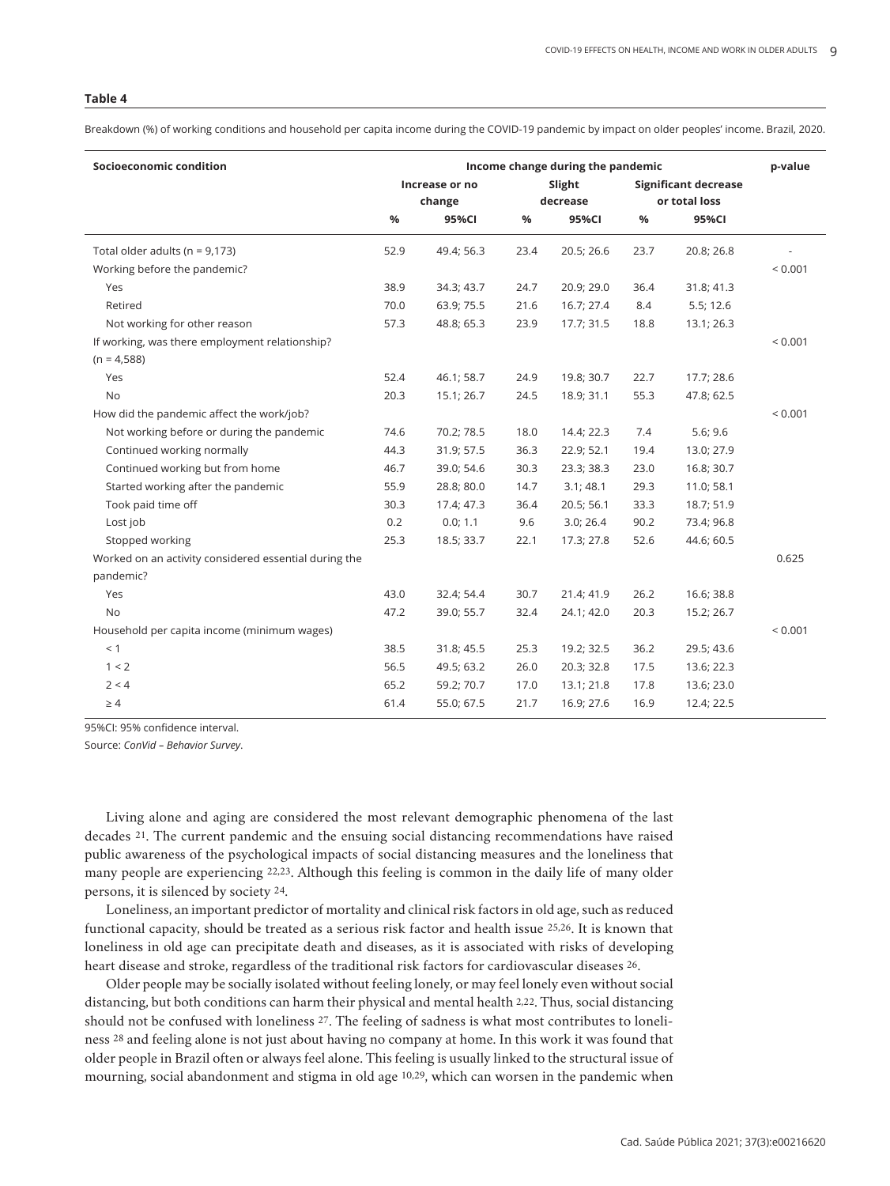**Table 4**

Breakdown (%) of working conditions and household per capita income during the COVID-19 pandemic by impact on older peoples' income. Brazil, 2020.

| Socioeconomic condition | Income change during the pandemic | | | | | | p-value |
|---|---|---|---|---|---|---|---|
| | Increase or no change | | Slight decrease | | Significant decrease or total loss | | |
| | % | 95%CI | % | 95%CI | % | 95%CI | |
| Total older adults (n = 9,173) | 52.9 | 49.4; 56.3 | 23.4 | 20.5; 26.6 | 23.7 | 20.8; 26.8 | - |
| Working before the pandemic? | | | | | | | < 0.001 |
| Yes | 38.9 | 34.3; 43.7 | 24.7 | 20.9; 29.0 | 36.4 | 31.8; 41.3 | |
| Retired | 70.0 | 63.9; 75.5 | 21.6 | 16.7; 27.4 | 8.4 | 5.5; 12.6 | |
| Not working for other reason | 57.3 | 48.8; 65.3 | 23.9 | 17.7; 31.5 | 18.8 | 13.1; 26.3 | |
| If working, was there employment relationship? (n = 4,588) | | | | | | | < 0.001 |
| Yes | 52.4 | 46.1; 58.7 | 24.9 | 19.8; 30.7 | 22.7 | 17.7; 28.6 | |
| No | 20.3 | 15.1; 26.7 | 24.5 | 18.9; 31.1 | 55.3 | 47.8; 62.5 | |
| How did the pandemic affect the work/job? | | | | | | | < 0.001 |
| Not working before or during the pandemic | 74.6 | 70.2; 78.5 | 18.0 | 14.4; 22.3 | 7.4 | 5.6; 9.6 | |
| Continued working normally | 44.3 | 31.9; 57.5 | 36.3 | 22.9; 52.1 | 19.4 | 13.0; 27.9 | |
| Continued working but from home | 46.7 | 39.0; 54.6 | 30.3 | 23.3; 38.3 | 23.0 | 16.8; 30.7 | |
| Started working after the pandemic | 55.9 | 28.8; 80.0 | 14.7 | 3.1; 48.1 | 29.3 | 11.0; 58.1 | |
| Took paid time off | 30.3 | 17.4; 47.3 | 36.4 | 20.5; 56.1 | 33.3 | 18.7; 51.9 | |
| Lost job | 0.2 | 0.0; 1.1 | 9.6 | 3.0; 26.4 | 90.2 | 73.4; 96.8 | |
| Stopped working | 25.3 | 18.5; 33.7 | 22.1 | 17.3; 27.8 | 52.6 | 44.6; 60.5 | |
| Worked on an activity considered essential during the pandemic? | | | | | | | 0.625 |
| Yes | 43.0 | 32.4; 54.4 | 30.7 | 21.4; 41.9 | 26.2 | 16.6; 38.8 | |
| No | 47.2 | 39.0; 55.7 | 32.4 | 24.1; 42.0 | 20.3 | 15.2; 26.7 | |
| Household per capita income (minimum wages) | | | | | | | < 0.001 |
| < 1 | 38.5 | 31.8; 45.5 | 25.3 | 19.2; 32.5 | 36.2 | 29.5; 43.6 | |
| 1 < 2 | 56.5 | 49.5; 63.2 | 26.0 | 20.3; 32.8 | 17.5 | 13.6; 22.3 | |
| 2 < 4 | 65.2 | 59.2; 70.7 | 17.0 | 13.1; 21.8 | 17.8 | 13.6; 23.0 | |
| ≥ 4 | 61.4 | 55.0; 67.5 | 21.7 | 16.9; 27.6 | 16.9 | 12.4; 22.5 | |

95%CI: 95% confidence interval.

Source: *ConVid – Behavior Survey*.

Living alone and aging are considered the most relevant demographic phenomena of the last decades [21]. The current pandemic and the ensuing social distancing recommendations have raised public awareness of the psychological impacts of social distancing measures and the loneliness that many people are experiencing [22,23]. Although this feeling is common in the daily life of many older persons, it is silenced by society [24].

Loneliness, an important predictor of mortality and clinical risk factors in old age, such as reduced functional capacity, should be treated as a serious risk factor and health issue [25,26]. It is known that loneliness in old age can precipitate death and diseases, as it is associated with risks of developing heart disease and stroke, regardless of the traditional risk factors for cardiovascular diseases [26].

Older people may be socially isolated without feeling lonely, or may feel lonely even without social distancing, but both conditions can harm their physical and mental health [2,22]. Thus, social distancing should not be confused with loneliness [27]. The feeling of sadness is what most contributes to loneliness [28] and feeling alone is not just about having no company at home. In this work it was found that older people in Brazil often or always feel alone. This feeling is usually linked to the structural issue of mourning, social abandonment and stigma in old age [10,29], which can worsen in the pandemic when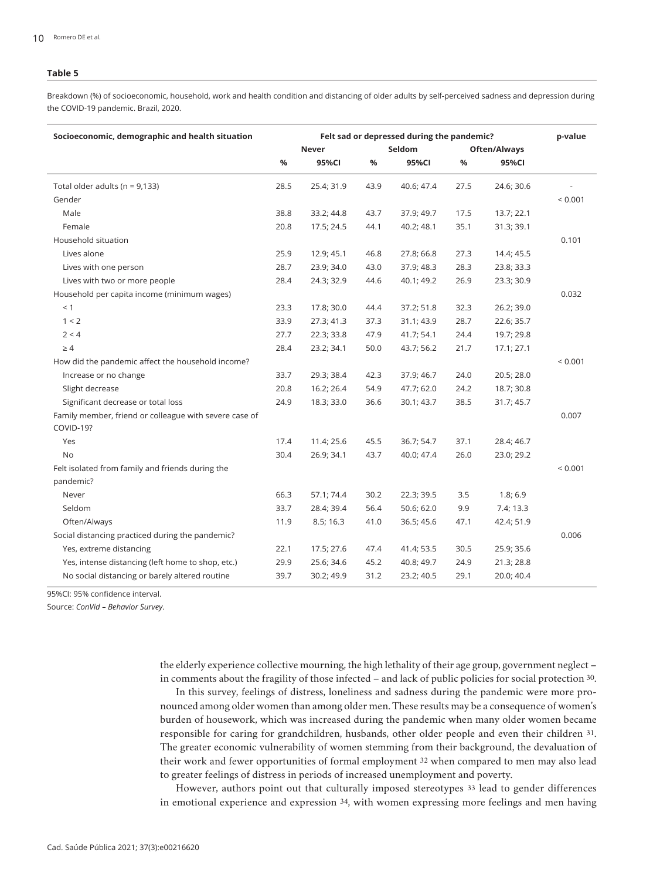**Table 5**

Breakdown (%) of socioeconomic, household, work and health condition and distancing of older adults by self-perceived sadness and depression during the COVID-19 pandemic. Brazil, 2020.

| Socioeconomic, demographic and health situation | Felt sad or depressed during the pandemic? | | | | | | p-value |
|---|---|---|---|---|---|---|---|
| | Never | | Seldom | | Often/Always | | |
| | % | 95%CI | % | 95%CI | % | 95%CI | |
| Total older adults (n = 9,133) | 28.5 | 25.4; 31.9 | 43.9 | 40.6; 47.4 | 27.5 | 24.6; 30.6 | - |
| Gender | | | | | | | < 0.001 |
| Male | 38.8 | 33.2; 44.8 | 43.7 | 37.9; 49.7 | 17.5 | 13.7; 22.1 | |
| Female | 20.8 | 17.5; 24.5 | 44.1 | 40.2; 48.1 | 35.1 | 31.3; 39.1 | |
| Household situation | | | | | | | 0.101 |
| Lives alone | 25.9 | 12.9; 45.1 | 46.8 | 27.8; 66.8 | 27.3 | 14.4; 45.5 | |
| Lives with one person | 28.7 | 23.9; 34.0 | 43.0 | 37.9; 48.3 | 28.3 | 23.8; 33.3 | |
| Lives with two or more people | 28.4 | 24.3; 32.9 | 44.6 | 40.1; 49.2 | 26.9 | 23.3; 30.9 | |
| Household per capita income (minimum wages) | | | | | | | 0.032 |
| < 1 | 23.3 | 17.8; 30.0 | 44.4 | 37.2; 51.8 | 32.3 | 26.2; 39.0 | |
| 1 < 2 | 33.9 | 27.3; 41.3 | 37.3 | 31.1; 43.9 | 28.7 | 22.6; 35.7 | |
| 2 < 4 | 27.7 | 22.3; 33.8 | 47.9 | 41.7; 54.1 | 24.4 | 19.7; 29.8 | |
| ≥ 4 | 28.4 | 23.2; 34.1 | 50.0 | 43.7; 56.2 | 21.7 | 17.1; 27.1 | |
| How did the pandemic affect the household income? | | | | | | | < 0.001 |
| Increase or no change | 33.7 | 29.3; 38.4 | 42.3 | 37.9; 46.7 | 24.0 | 20.5; 28.0 | |
| Slight decrease | 20.8 | 16.2; 26.4 | 54.9 | 47.7; 62.0 | 24.2 | 18.7; 30.8 | |
| Significant decrease or total loss | 24.9 | 18.3; 33.0 | 36.6 | 30.1; 43.7 | 38.5 | 31.7; 45.7 | |
| Family member, friend or colleague with severe case of COVID-19? | | | | | | | 0.007 |
| Yes | 17.4 | 11.4; 25.6 | 45.5 | 36.7; 54.7 | 37.1 | 28.4; 46.7 | |
| No | 30.4 | 26.9; 34.1 | 43.7 | 40.0; 47.4 | 26.0 | 23.0; 29.2 | |
| Felt isolated from family and friends during the pandemic? | | | | | | | < 0.001 |
| Never | 66.3 | 57.1; 74.4 | 30.2 | 22.3; 39.5 | 3.5 | 1.8; 6.9 | |
| Seldom | 33.7 | 28.4; 39.4 | 56.4 | 50.6; 62.0 | 9.9 | 7.4; 13.3 | |
| Often/Always | 11.9 | 8.5; 16.3 | 41.0 | 36.5; 45.6 | 47.1 | 42.4; 51.9 | |
| Social distancing practiced during the pandemic? | | | | | | | 0.006 |
| Yes, extreme distancing | 22.1 | 17.5; 27.6 | 47.4 | 41.4; 53.5 | 30.5 | 25.9; 35.6 | |
| Yes, intense distancing (left home to shop, etc.) | 29.9 | 25.6; 34.6 | 45.2 | 40.8; 49.7 | 24.9 | 21.3; 28.8 | |
| No social distancing or barely altered routine | 39.7 | 30.2; 49.9 | 31.2 | 23.2; 40.5 | 29.1 | 20.0; 40.4 | |

95%CI: 95% confidence interval.

Source: *ConVid – Behavior Survey*.

the elderly experience collective mourning, the high lethality of their age group, government neglect – in comments about the fragility of those infected – and lack of public policies for social protection [30].

In this survey, feelings of distress, loneliness and sadness during the pandemic were more pronounced among older women than among older men. These results may be a consequence of women's burden of housework, which was increased during the pandemic when many older women became responsible for caring for grandchildren, husbands, other older people and even their children [31]. The greater economic vulnerability of women stemming from their background, the devaluation of their work and fewer opportunities of formal employment [32] when compared to men may also lead to greater feelings of distress in periods of increased unemployment and poverty.

However, authors point out that culturally imposed stereotypes [33] lead to gender differences in emotional experience and expression [34], with women expressing more feelings and men having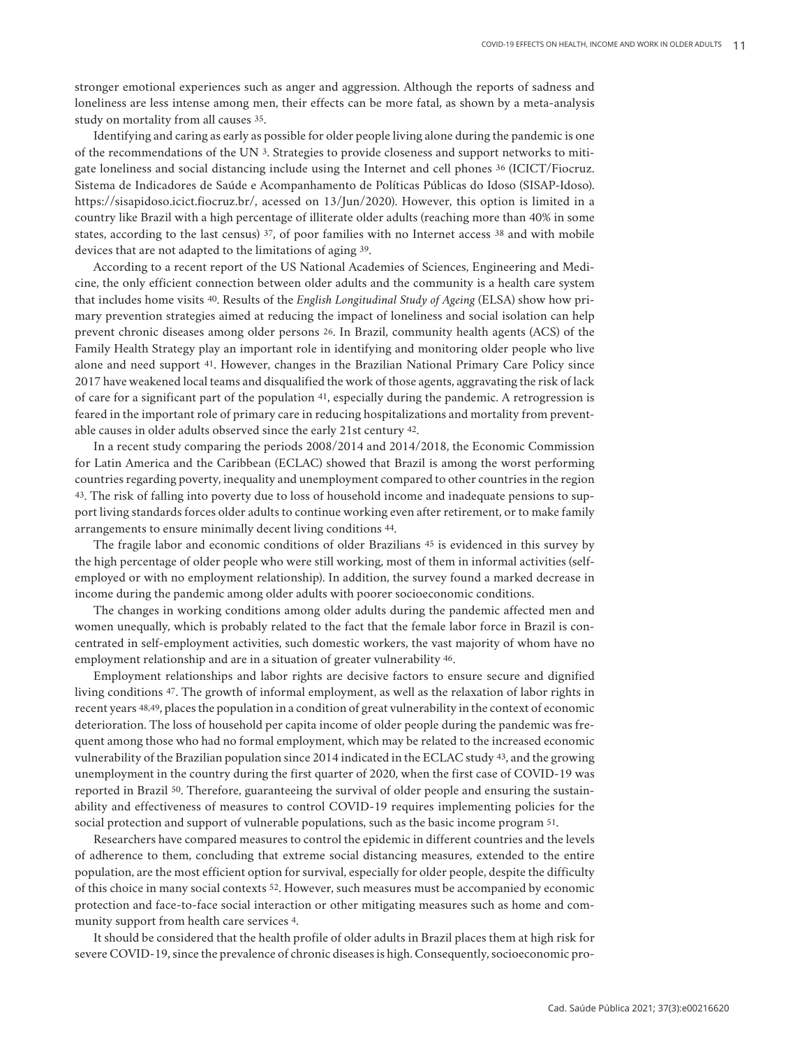stronger emotional experiences such as anger and aggression. Although the reports of sadness and loneliness are less intense among men, their effects can be more fatal, as shown by a meta-analysis study on mortality from all causes [35].

Identifying and caring as early as possible for older people living alone during the pandemic is one of the recommendations of the UN [3]. Strategies to provide closeness and support networks to mitigate loneliness and social distancing include using the Internet and cell phones [36] (ICICT/Fiocruz. Sistema de Indicadores de Saúde e Acompanhamento de Políticas Públicas do Idoso (SISAP-Idoso). https://sisapidoso.icict.fiocruz.br/, acessed on 13/Jun/2020). However, this option is limited in a country like Brazil with a high percentage of illiterate older adults (reaching more than 40% in some states, according to the last census) [37], of poor families with no Internet access [38] and with mobile devices that are not adapted to the limitations of aging [39].

According to a recent report of the US National Academies of Sciences, Engineering and Medicine, the only efficient connection between older adults and the community is a health care system that includes home visits [40]. Results of the *English Longitudinal Study of Ageing* (ELSA) show how primary prevention strategies aimed at reducing the impact of loneliness and social isolation can help prevent chronic diseases among older persons [26]. In Brazil, community health agents (ACS) of the Family Health Strategy play an important role in identifying and monitoring older people who live alone and need support [41]. However, changes in the Brazilian National Primary Care Policy since 2017 have weakened local teams and disqualified the work of those agents, aggravating the risk of lack of care for a significant part of the population [41], especially during the pandemic. A retrogression is feared in the important role of primary care in reducing hospitalizations and mortality from preventable causes in older adults observed since the early 21st century [42].

In a recent study comparing the periods 2008/2014 and 2014/2018, the Economic Commission for Latin America and the Caribbean (ECLAC) showed that Brazil is among the worst performing countries regarding poverty, inequality and unemployment compared to other countries in the region [43]. The risk of falling into poverty due to loss of household income and inadequate pensions to support living standards forces older adults to continue working even after retirement, or to make family arrangements to ensure minimally decent living conditions [44].

The fragile labor and economic conditions of older Brazilians [45] is evidenced in this survey by the high percentage of older people who were still working, most of them in informal activities (self-employed or with no employment relationship). In addition, the survey found a marked decrease in income during the pandemic among older adults with poorer socioeconomic conditions.

The changes in working conditions among older adults during the pandemic affected men and women unequally, which is probably related to the fact that the female labor force in Brazil is concentrated in self-employment activities, such domestic workers, the vast majority of whom have no employment relationship and are in a situation of greater vulnerability [46].

Employment relationships and labor rights are decisive factors to ensure secure and dignified living conditions [47]. The growth of informal employment, as well as the relaxation of labor rights in recent years [48,49], places the population in a condition of great vulnerability in the context of economic deterioration. The loss of household per capita income of older people during the pandemic was frequent among those who had no formal employment, which may be related to the increased economic vulnerability of the Brazilian population since 2014 indicated in the ECLAC study [43], and the growing unemployment in the country during the first quarter of 2020, when the first case of COVID-19 was reported in Brazil [50]. Therefore, guaranteeing the survival of older people and ensuring the sustainability and effectiveness of measures to control COVID-19 requires implementing policies for the social protection and support of vulnerable populations, such as the basic income program [51].

Researchers have compared measures to control the epidemic in different countries and the levels of adherence to them, concluding that extreme social distancing measures, extended to the entire population, are the most efficient option for survival, especially for older people, despite the difficulty of this choice in many social contexts [52]. However, such measures must be accompanied by economic protection and face-to-face social interaction or other mitigating measures such as home and community support from health care services [4].

It should be considered that the health profile of older adults in Brazil places them at high risk for severe COVID-19, since the prevalence of chronic diseases is high. Consequently, socioeconomic pro-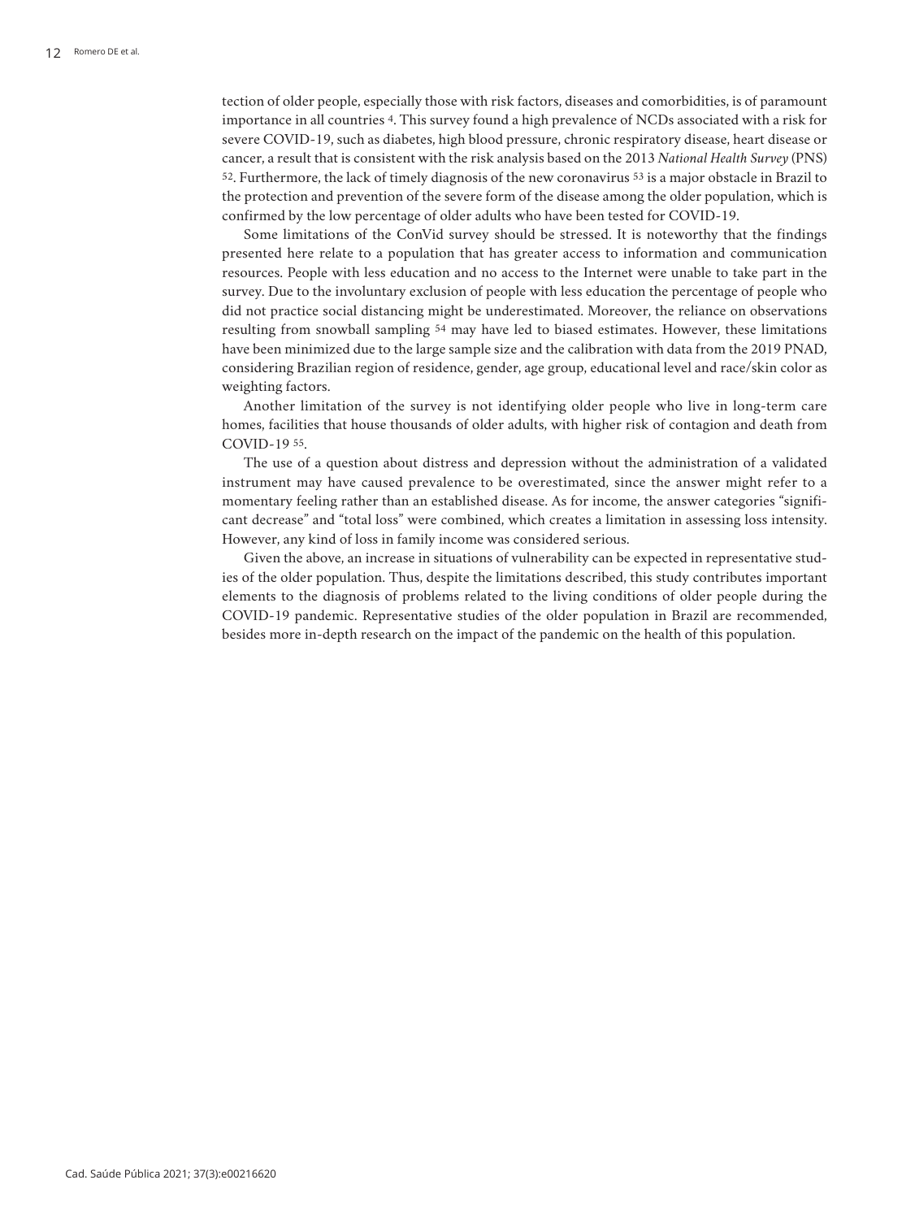tection of older people, especially those with risk factors, diseases and comorbidities, is of paramount importance in all countries [4]. This survey found a high prevalence of NCDs associated with a risk for severe COVID-19, such as diabetes, high blood pressure, chronic respiratory disease, heart disease or cancer, a result that is consistent with the risk analysis based on the 2013 *National Health Survey* (PNS) [52]. Furthermore, the lack of timely diagnosis of the new coronavirus [53] is a major obstacle in Brazil to the protection and prevention of the severe form of the disease among the older population, which is confirmed by the low percentage of older adults who have been tested for COVID-19.

Some limitations of the ConVid survey should be stressed. It is noteworthy that the findings presented here relate to a population that has greater access to information and communication resources. People with less education and no access to the Internet were unable to take part in the survey. Due to the involuntary exclusion of people with less education the percentage of people who did not practice social distancing might be underestimated. Moreover, the reliance on observations resulting from snowball sampling [54] may have led to biased estimates. However, these limitations have been minimized due to the large sample size and the calibration with data from the 2019 PNAD, considering Brazilian region of residence, gender, age group, educational level and race/skin color as weighting factors.

Another limitation of the survey is not identifying older people who live in long-term care homes, facilities that house thousands of older adults, with higher risk of contagion and death from COVID-19 [55].

The use of a question about distress and depression without the administration of a validated instrument may have caused prevalence to be overestimated, since the answer might refer to a momentary feeling rather than an established disease. As for income, the answer categories "significant decrease" and "total loss" were combined, which creates a limitation in assessing loss intensity. However, any kind of loss in family income was considered serious.

Given the above, an increase in situations of vulnerability can be expected in representative studies of the older population. Thus, despite the limitations described, this study contributes important elements to the diagnosis of problems related to the living conditions of older people during the COVID-19 pandemic. Representative studies of the older population in Brazil are recommended, besides more in-depth research on the impact of the pandemic on the health of this population.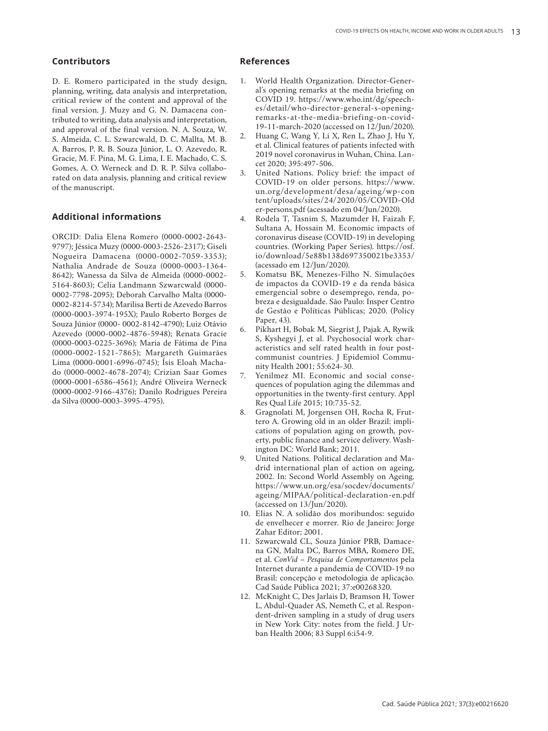## Contributors

D. E. Romero participated in the study design, planning, writing, data analysis and interpretation, critical review of the content and approval of the final version. J. Muzy and G. N. Damacena contributed to writing, data analysis and interpretation, and approval of the final version. N. A. Souza, W. S. Almeida, C. L. Szwarcwald, D. C. Mallta, M. B. A. Barros, P. R. B. Souza Júnior, L. O. Azevedo, R. Gracie, M. F. Pina, M. G. Lima, I. E. Machado, C. S. Gomes, A. O. Werneck and D. R. P. Silva collaborated on data analysis, planning and critical review of the manuscript.

## Additional informations

ORCID: Dalia Elena Romero (0000-0002-2643-9797); Jéssica Muzy (0000-0003-2526-2317); Giseli Nogueira Damacena (0000-0002-7059-3353); Nathalia Andrade de Souza (0000-0003-1364-8642); Wanessa da Silva de Almeida (0000-0002-5164-8603); Celia Landmann Szwarcwald (0000-0002-7798-2095); Deborah Carvalho Malta (0000-0002-8214-5734); Marilisa Berti de Azevedo Barros (0000-0003-3974-195X); Paulo Roberto Borges de Souza Júnior (0000- 0002-8142-4790); Luiz Otávio Azevedo (0000-0002-4876-5948); Renata Gracie (0000-0003-0225-3696); Maria de Fátima de Pina (0000-0002-1521-7865); Margareth Guimarães Lima (0000-0001-6996-0745); Ísis Eloah Machado (0000-0002-4678-2074); Crizian Saar Gomes (0000-0001-6586-4561); André Oliveira Werneck (0000-0002-9166-4376); Danilo Rodrigues Pereira da Silva (0000-0003-3995-4795).

## References

1. World Health Organization. Director-General's opening remarks at the media briefing on COVID 19. https://www.who.int/dg/speeches/detail/who-director-general-s-opening-remarks-at-the-media-briefing-on-covid-19-11-march-2020 (accessed on 12/Jun/2020).
2. Huang C, Wang Y, Li X, Ren L, Zhao J, Hu Y, et al. Clinical features of patients infected with 2019 novel coronavirus in Wuhan, China. Lancet 2020; 395:497-506.
3. United Nations. Policy brief: the impact of COVID-19 on older persons. https://www.un.org/development/desa/ageing/wp-content/uploads/sites/24/2020/05/COVID-Older-persons.pdf (acessado em 04/Jun/2020).
4. Rodela T, Tasnim S, Mazumder H, Faizah F, Sultana A, Hossain M. Economic impacts of coronavirus disease (COVID-19) in developing countries. (Working Paper Series). https://osf.io/download/5e88b138d697350021be3353/ (acessado em 12/Jun/2020).
5. Komatsu BK, Menezes-Filho N. Simulações de impactos da COVID-19 e da renda básica emergencial sobre o desemprego, renda, pobreza e desigualdade. São Paulo: Insper Centro de Gestão e Políticas Públicas; 2020. (Policy Paper, 43).
6. Pikhart H, Bobak M, Siegrist J, Pajak A, Rywik S, Kyshegyi J, et al. Psychosocial work characteristics and self rated health in four post-communist countries. J Epidemiol Community Health 2001; 55:624-30.
7. Yenilmez MI. Economic and social consequences of population aging the dilemmas and opportunities in the twenty-first century. Appl Res Qual Life 2015; 10:735-52.
8. Gragnolati M, Jorgensen OH, Rocha R, Fruttero A. Growing old in an older Brazil: implications of population aging on growth, poverty, public finance and service delivery. Washington DC: World Bank; 2011.
9. United Nations. Political declaration and Madrid international plan of action on ageing, 2002. In: Second World Assembly on Ageing. https://www.un.org/esa/socdev/documents/ageing/MIPAA/political-declaration-en.pdf (accessed on 13/Jun/2020).
10. Elias N. A solidão dos moribundos: seguido de envelhecer e morrer. Rio de Janeiro: Jorge Zahar Editor; 2001.
11. Szwarcwald CL, Souza Júnior PRB, Damacena GN, Malta DC, Barros MBA, Romero DE, et al. *ConVid – Pesquisa de Comportamentos* pela Internet durante a pandemia de COVID-19 no Brasil: concepção e metodologia de aplicação. Cad Saúde Pública 2021; 37:e00268320.
12. McKnight C, Des Jarlais D, Bramson H, Tower L, Abdul-Quader AS, Nemeth C, et al. Respondent-driven sampling in a study of drug users in New York City: notes from the field. J Urban Health 2006; 83 Suppl 6:i54-9.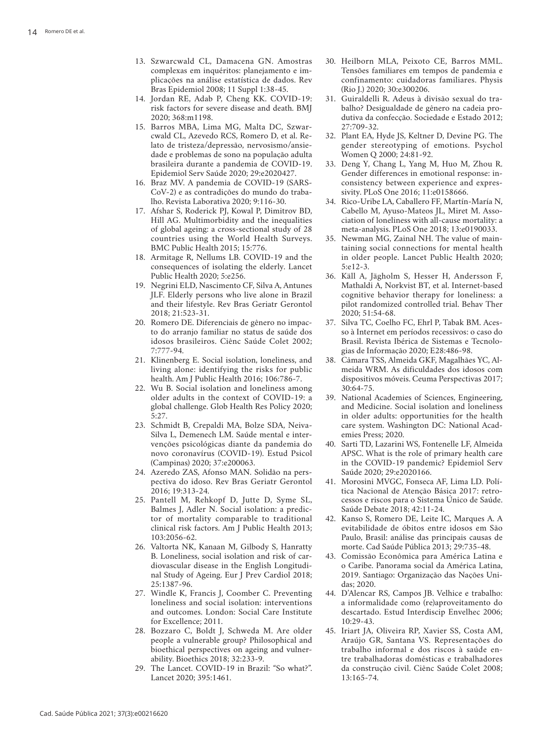13. Szwarcwald CL, Damacena GN. Amostras complexas em inquéritos: planejamento e implicações na análise estatística de dados. Rev Bras Epidemiol 2008; 11 Suppl 1:38-45.
14. Jordan RE, Adab P, Cheng KK. COVID-19: risk factors for severe disease and death. BMJ 2020; 368:m1198.
15. Barros MBA, Lima MG, Malta DC, Szwarcwald CL, Azevedo RCS, Romero D, et al. Relato de tristeza/depressão, nervosismo/ansiedade e problemas de sono na população adulta brasileira durante a pandemia de COVID-19. Epidemiol Serv Saúde 2020; 29:e2020427.
16. Braz MV. A pandemia de COVID-19 (SARS-CoV-2) e as contradições do mundo do trabalho. Revista Laborativa 2020; 9:116-30.
17. Afshar S, Roderick PJ, Kowal P, Dimitrov BD, Hill AG. Multimorbidity and the inequalities of global ageing: a cross-sectional study of 28 countries using the World Health Surveys. BMC Public Health 2015; 15:776.
18. Armitage R, Nellums LB. COVID-19 and the consequences of isolating the elderly. Lancet Public Health 2020; 5:e256.
19. Negrini ELD, Nascimento CF, Silva A, Antunes JLF. Elderly persons who live alone in Brazil and their lifestyle. Rev Bras Geriatr Gerontol 2018; 21:523-31.
20. Romero DE. Diferenciais de gênero no impacto do arranjo familiar no status de saúde dos idosos brasileiros. Ciênc Saúde Colet 2002; 7:777-94.
21. Klinenberg E. Social isolation, loneliness, and living alone: identifying the risks for public health. Am J Public Health 2016; 106:786-7.
22. Wu B. Social isolation and loneliness among older adults in the context of COVID-19: a global challenge. Glob Health Res Policy 2020; 5:27.
23. Schmidt B, Crepaldi MA, Bolze SDA, Neiva-Silva L, Demenech LM. Saúde mental e intervenções psicológicas diante da pandemia do novo coronavírus (COVID-19). Estud Psicol (Campinas) 2020; 37:e200063.
24. Azeredo ZAS, Afonso MAN. Solidão na perspectiva do idoso. Rev Bras Geriatr Gerontol 2016; 19:313-24.
25. Pantell M, Rehkopf D, Jutte D, Syme SL, Balmes J, Adler N. Social isolation: a predictor of mortality comparable to traditional clinical risk factors. Am J Public Health 2013; 103:2056-62.
26. Valtorta NK, Kanaan M, Gilbody S, Hanratty B. Loneliness, social isolation and risk of cardiovascular disease in the English Longitudinal Study of Ageing. Eur J Prev Cardiol 2018; 25:1387-96.
27. Windle K, Francis J, Coomber C. Preventing loneliness and social isolation: interventions and outcomes. London: Social Care Institute for Excellence; 2011.
28. Bozzaro C, Boldt J, Schweda M. Are older people a vulnerable group? Philosophical and bioethical perspectives on ageing and vulnerability. Bioethics 2018; 32:233-9.
29. The Lancet. COVID-19 in Brazil: "So what?". Lancet 2020; 395:1461.
30. Heilborn MLA, Peixoto CE, Barros MML. Tensões familiares em tempos de pandemia e confinamento: cuidadoras familiares. Physis (Rio J.) 2020; 30:e300206.
31. Guiraldelli R. Adeus à divisão sexual do trabalho? Desigualdade de gênero na cadeia produtiva da confecção. Sociedade e Estado 2012; 27:709-32.
32. Plant EA, Hyde JS, Keltner D, Devine PG. The gender stereotyping of emotions. Psychol Women Q 2000; 24:81-92.
33. Deng Y, Chang L, Yang M, Huo M, Zhou R. Gender differences in emotional response: inconsistency between experience and expressivity. PLoS One 2016; 11:e0158666.
34. Rico-Uribe LA, Caballero FF, Martín-María N, Cabello M, Ayuso-Mateos JL, Miret M. Association of loneliness with all-cause mortality: a meta-analysis. PLoS One 2018; 13:e0190033.
35. Newman MG, Zainal NH. The value of maintaining social connections for mental health in older people. Lancet Public Health 2020; 5:e12-3.
36. Käll A, Jägholm S, Hesser H, Andersson F, Mathaldi A, Norkvist BT, et al. Internet-based cognitive behavior therapy for loneliness: a pilot randomized controlled trial. Behav Ther 2020; 51:54-68.
37. Silva TC, Coelho FC, Ehrl P, Tabak BM. Acesso à Internet em períodos recessivos: o caso do Brasil. Revista Ibérica de Sistemas e Tecnologias de Informação 2020; E28:486-98.
38. Câmara TSS, Almeida GKF, Magalhães YC, Almeida WRM. As dificuldades dos idosos com dispositivos móveis. Ceuma Perspectivas 2017; 30:64-75.
39. National Academies of Sciences, Engineering, and Medicine. Social isolation and loneliness in older adults: opportunities for the health care system. Washington DC: National Academies Press; 2020.
40. Sarti TD, Lazarini WS, Fontenelle LF, Almeida APSC. What is the role of primary health care in the COVID-19 pandemic? Epidemiol Serv Saúde 2020; 29:e2020166.
41. Morosini MVGC, Fonseca AF, Lima LD. Política Nacional de Atenção Básica 2017: retrocessos e riscos para o Sistema Único de Saúde. Saúde Debate 2018; 42:11-24.
42. Kanso S, Romero DE, Leite IC, Marques A. A evitabilidade de óbitos entre idosos em São Paulo, Brasil: análise das principais causas de morte. Cad Saúde Pública 2013; 29:735-48.
43. Comissão Econômica para América Latina e o Caribe. Panorama social da América Latina, 2019. Santiago: Organização das Nações Unidas; 2020.
44. D'Alencar RS, Campos JB. Velhice e trabalho: a informalidade como (re)aproveitamento do descartado. Estud Interdiscip Envelhec 2006; 10:29-43.
45. Iriart JA, Oliveira RP, Xavier SS, Costa AM, Araújo GR, Santana VS. Representações do trabalho informal e dos riscos à saúde entre trabalhadoras domésticas e trabalhadores da construção civil. Ciênc Saúde Colet 2008; 13:165-74.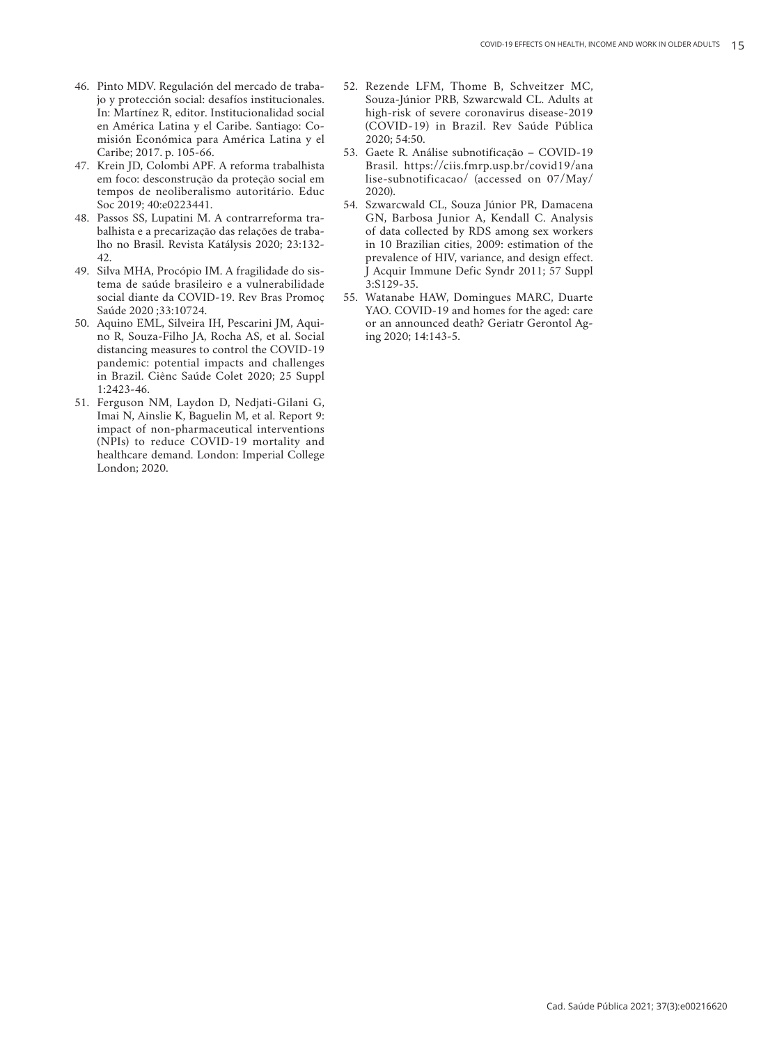46. Pinto MDV. Regulación del mercado de trabajo y protección social: desafíos institucionales. In: Martínez R, editor. Institucionalidad social en América Latina y el Caribe. Santiago: Comisión Económica para América Latina y el Caribe; 2017. p. 105-66.
47. Krein JD, Colombi APF. A reforma trabalhista em foco: desconstrução da proteção social em tempos de neoliberalismo autoritário. Educ Soc 2019; 40:e0223441.
48. Passos SS, Lupatini M. A contrarreforma trabalhista e a precarização das relações de trabalho no Brasil. Revista Katálysis 2020; 23:132-42.
49. Silva MHA, Procópio IM. A fragilidade do sistema de saúde brasileiro e a vulnerabilidade social diante da COVID-19. Rev Bras Promoç Saúde 2020 ;33:10724.
50. Aquino EML, Silveira IH, Pescarini JM, Aquino R, Souza-Filho JA, Rocha AS, et al. Social distancing measures to control the COVID-19 pandemic: potential impacts and challenges in Brazil. Ciênc Saúde Colet 2020; 25 Suppl 1:2423-46.
51. Ferguson NM, Laydon D, Nedjati-Gilani G, Imai N, Ainslie K, Baguelin M, et al. Report 9: impact of non-pharmaceutical interventions (NPIs) to reduce COVID-19 mortality and healthcare demand. London: Imperial College London; 2020.
52. Rezende LFM, Thome B, Schveitzer MC, Souza-Júnior PRB, Szwarcwald CL. Adults at high-risk of severe coronavirus disease-2019 (COVID-19) in Brazil. Rev Saúde Pública 2020; 54:50.
53. Gaete R. Análise subnotificação – COVID-19 Brasil. https://ciis.fmrp.usp.br/covid19/analise-subnotificacao/ (accessed on 07/May/2020).
54. Szwarcwald CL, Souza Júnior PR, Damacena GN, Barbosa Junior A, Kendall C. Analysis of data collected by RDS among sex workers in 10 Brazilian cities, 2009: estimation of the prevalence of HIV, variance, and design effect. J Acquir Immune Defic Syndr 2011; 57 Suppl 3:S129-35.
55. Watanabe HAW, Domingues MARC, Duarte YAO. COVID-19 and homes for the aged: care or an announced death? Geriatr Gerontol Aging 2020; 14:143-5.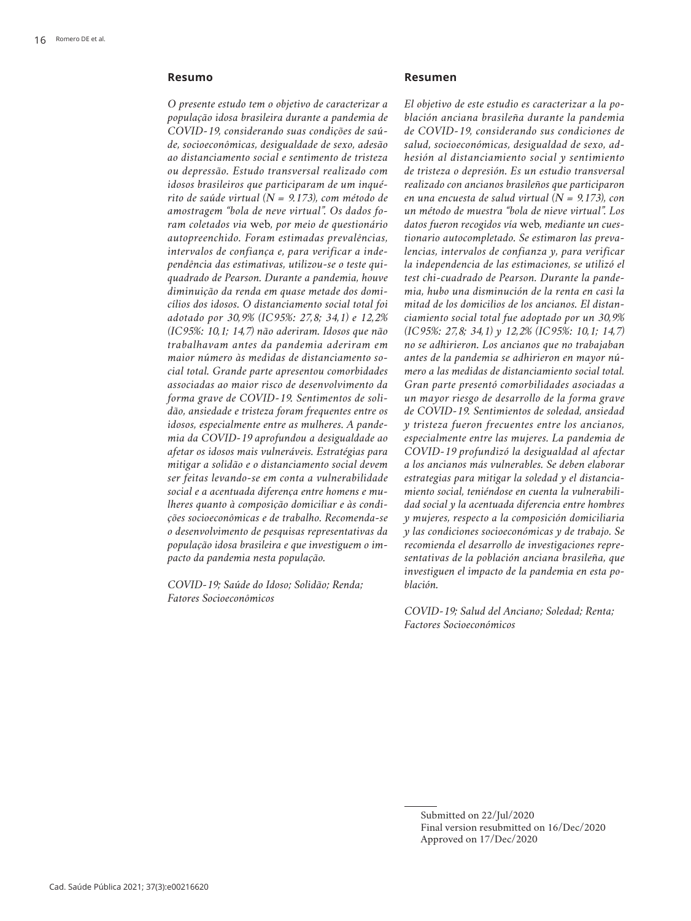## Resumo

*O presente estudo tem o objetivo de caracterizar a população idosa brasileira durante a pandemia de COVID-19, considerando suas condições de saúde, socioeconômicas, desigualdade de sexo, adesão ao distanciamento social e sentimento de tristeza ou depressão. Estudo transversal realizado com idosos brasileiros que participaram de um inquérito de saúde virtual (N = 9.173), com método de amostragem "bola de neve virtual". Os dados foram coletados via* web*, por meio de questionário autopreenchido. Foram estimadas prevalências, intervalos de confiança e, para verificar a independência das estimativas, utilizou-se o teste qui-quadrado de Pearson. Durante a pandemia, houve diminuição da renda em quase metade dos domicílios dos idosos. O distanciamento social total foi adotado por 30,9% (IC95%: 27,8; 34,1) e 12,2% (IC95%: 10,1; 14,7) não aderiram. Idosos que não trabalhavam antes da pandemia aderiram em maior número às medidas de distanciamento social total. Grande parte apresentou comorbidades associadas ao maior risco de desenvolvimento da forma grave de COVID-19. Sentimentos de solidão, ansiedade e tristeza foram frequentes entre os idosos, especialmente entre as mulheres. A pandemia da COVID-19 aprofundou a desigualdade ao afetar os idosos mais vulneráveis. Estratégias para mitigar a solidão e o distanciamento social devem ser feitas levando-se em conta a vulnerabilidade social e a acentuada diferença entre homens e mulheres quanto à composição domiciliar e às condições socioeconômicas e de trabalho. Recomenda-se o desenvolvimento de pesquisas representativas da população idosa brasileira e que investiguem o impacto da pandemia nesta população.*

*COVID-19; Saúde do Idoso; Solidão; Renda; Fatores Socioeconômicos*

## Resumen

*El objetivo de este estudio es caracterizar a la población anciana brasileña durante la pandemia de COVID-19, considerando sus condiciones de salud, socioeconómicas, desigualdad de sexo, adhesión al distanciamiento social y sentimiento de tristeza o depresión. Es un estudio transversal realizado con ancianos brasileños que participaron en una encuesta de salud virtual (N = 9.173), con un método de muestra "bola de nieve virtual". Los datos fueron recogidos vía* web*, mediante un cuestionario autocompletado. Se estimaron las prevalencias, intervalos de confianza y, para verificar la independencia de las estimaciones, se utilizó el test chi-cuadrado de Pearson. Durante la pandemia, hubo una disminución de la renta en casi la mitad de los domicilios de los ancianos. El distanciamiento social total fue adoptado por un 30,9% (IC95%: 27,8; 34,1) y 12,2% (IC95%: 10,1; 14,7) no se adhirieron. Los ancianos que no trabajaban antes de la pandemia se adhirieron en mayor número a las medidas de distanciamiento social total. Gran parte presentó comorbilidades asociadas a un mayor riesgo de desarrollo de la forma grave de COVID-19. Sentimientos de soledad, ansiedad y tristeza fueron frecuentes entre los ancianos, especialmente entre las mujeres. La pandemia de COVID-19 profundizó la desigualdad al afectar a los ancianos más vulnerables. Se deben elaborar estrategias para mitigar la soledad y el distanciamiento social, teniéndose en cuenta la vulnerabilidad social y la acentuada diferencia entre hombres y mujeres, respecto a la composición domiciliaria y las condiciones socioeconómicas y de trabajo. Se recomienda el desarrollo de investigaciones representativas de la población anciana brasileña, que investiguen el impacto de la pandemia en esta población.*

*COVID-19; Salud del Anciano; Soledad; Renta; Factores Socioeconómicos*

Submitted on 22/Jul/2020
Final version resubmitted on 16/Dec/2020
Approved on 17/Dec/2020